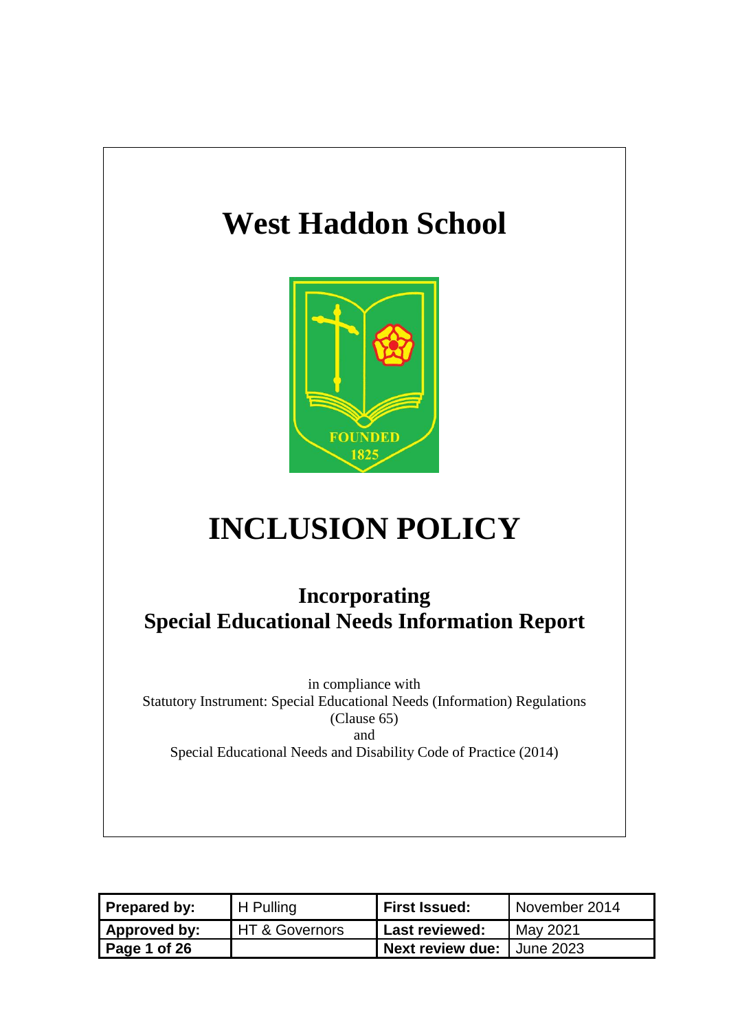# West Haddon School

# INCLUSION POLICY

## Incorporating Special Educational Needs Information Report

in compliance with
Statutory Instrument: Special Educational Needs (Information) Regulations (Clause 65)
and
Special Educational Needs and Disability Code of Practice (2014)

| **Prepared by:** | H Pulling | **First Issued:** | November 2014 |
|---|---|---|---|
| **Approved by:** | HT & Governors | **Last reviewed:** | May 2021 |
| **Page 1 of 26** | | **Next review due:** | June 2023 |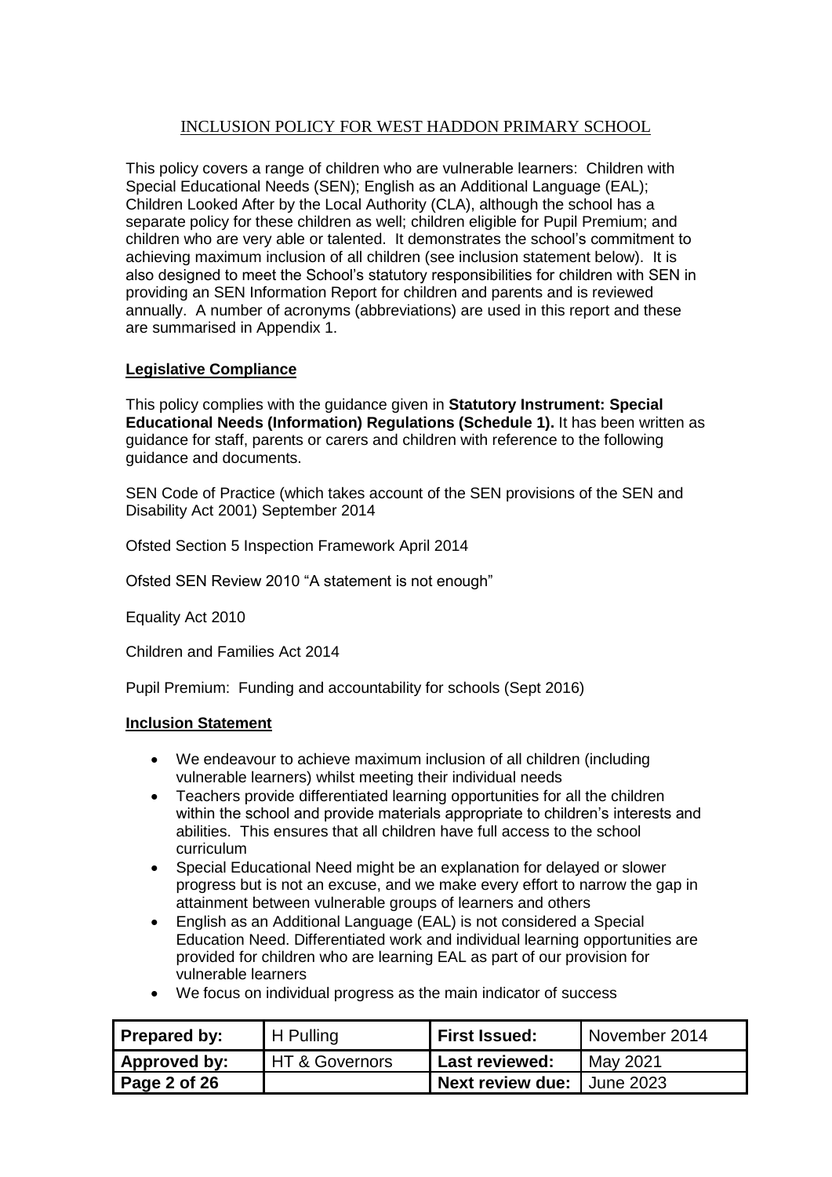# INCLUSION POLICY FOR WEST HADDON PRIMARY SCHOOL

This policy covers a range of children who are vulnerable learners: Children with Special Educational Needs (SEN); English as an Additional Language (EAL); Children Looked After by the Local Authority (CLA), although the school has a separate policy for these children as well; children eligible for Pupil Premium; and children who are very able or talented. It demonstrates the school's commitment to achieving maximum inclusion of all children (see inclusion statement below). It is also designed to meet the School's statutory responsibilities for children with SEN in providing an SEN Information Report for children and parents and is reviewed annually. A number of acronyms (abbreviations) are used in this report and these are summarised in Appendix 1.

## Legislative Compliance

This policy complies with the guidance given in **Statutory Instrument: Special Educational Needs (Information) Regulations (Schedule 1).** It has been written as guidance for staff, parents or carers and children with reference to the following guidance and documents.

SEN Code of Practice (which takes account of the SEN provisions of the SEN and Disability Act 2001) September 2014

Ofsted Section 5 Inspection Framework April 2014

Ofsted SEN Review 2010 "A statement is not enough"

Equality Act 2010

Children and Families Act 2014

Pupil Premium: Funding and accountability for schools (Sept 2016)

## Inclusion Statement

- We endeavour to achieve maximum inclusion of all children (including vulnerable learners) whilst meeting their individual needs
- Teachers provide differentiated learning opportunities for all the children within the school and provide materials appropriate to children's interests and abilities. This ensures that all children have full access to the school curriculum
- Special Educational Need might be an explanation for delayed or slower progress but is not an excuse, and we make every effort to narrow the gap in attainment between vulnerable groups of learners and others
- English as an Additional Language (EAL) is not considered a Special Education Need. Differentiated work and individual learning opportunities are provided for children who are learning EAL as part of our provision for vulnerable learners
- We focus on individual progress as the main indicator of success

| Prepared by: | H Pulling | First Issued: | November 2014 |
|---|---|---|---|
| Approved by: | HT & Governors | Last reviewed: | May 2021 |
| | | Next review due: | June 2023 |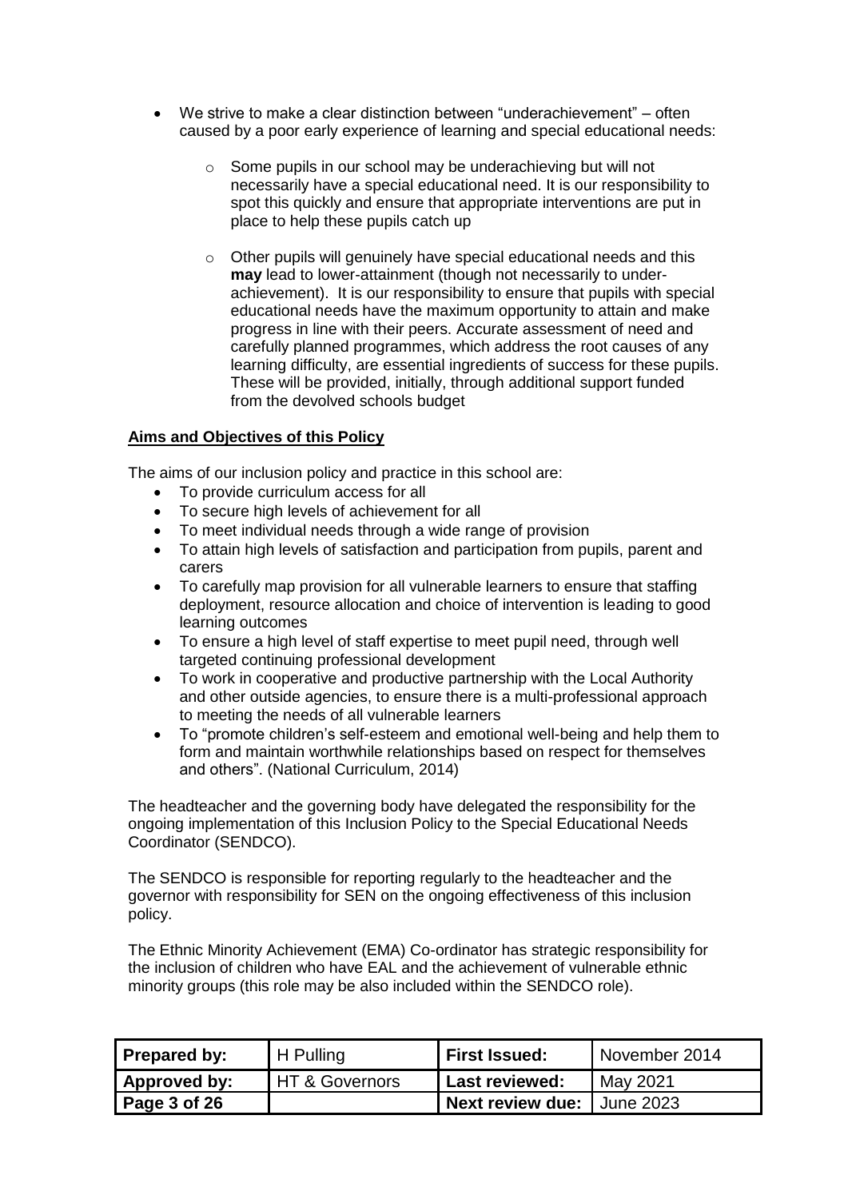- We strive to make a clear distinction between “underachievement” – often caused by a poor early experience of learning and special educational needs:
    - Some pupils in our school may be underachieving but will not necessarily have a special educational need. It is our responsibility to spot this quickly and ensure that appropriate interventions are put in place to help these pupils catch up
    - Other pupils will genuinely have special educational needs and this **may** lead to lower-attainment (though not necessarily to under-achievement). It is our responsibility to ensure that pupils with special educational needs have the maximum opportunity to attain and make progress in line with their peers. Accurate assessment of need and carefully planned programmes, which address the root causes of any learning difficulty, are essential ingredients of success for these pupils. These will be provided, initially, through additional support funded from the devolved schools budget

**Aims and Objectives of this Policy**

The aims of our inclusion policy and practice in this school are:

- To provide curriculum access for all
- To secure high levels of achievement for all
- To meet individual needs through a wide range of provision
- To attain high levels of satisfaction and participation from pupils, parent and carers
- To carefully map provision for all vulnerable learners to ensure that staffing deployment, resource allocation and choice of intervention is leading to good learning outcomes
- To ensure a high level of staff expertise to meet pupil need, through well targeted continuing professional development
- To work in cooperative and productive partnership with the Local Authority and other outside agencies, to ensure there is a multi-professional approach to meeting the needs of all vulnerable learners
- To “promote children’s self-esteem and emotional well-being and help them to form and maintain worthwhile relationships based on respect for themselves and others”. (National Curriculum, 2014)

The headteacher and the governing body have delegated the responsibility for the ongoing implementation of this Inclusion Policy to the Special Educational Needs Coordinator (SENDCO).

The SENDCO is responsible for reporting regularly to the headteacher and the governor with responsibility for SEN on the ongoing effectiveness of this inclusion policy.

The Ethnic Minority Achievement (EMA) Co-ordinator has strategic responsibility for the inclusion of children who have EAL and the achievement of vulnerable ethnic minority groups (this role may be also included within the SENDCO role).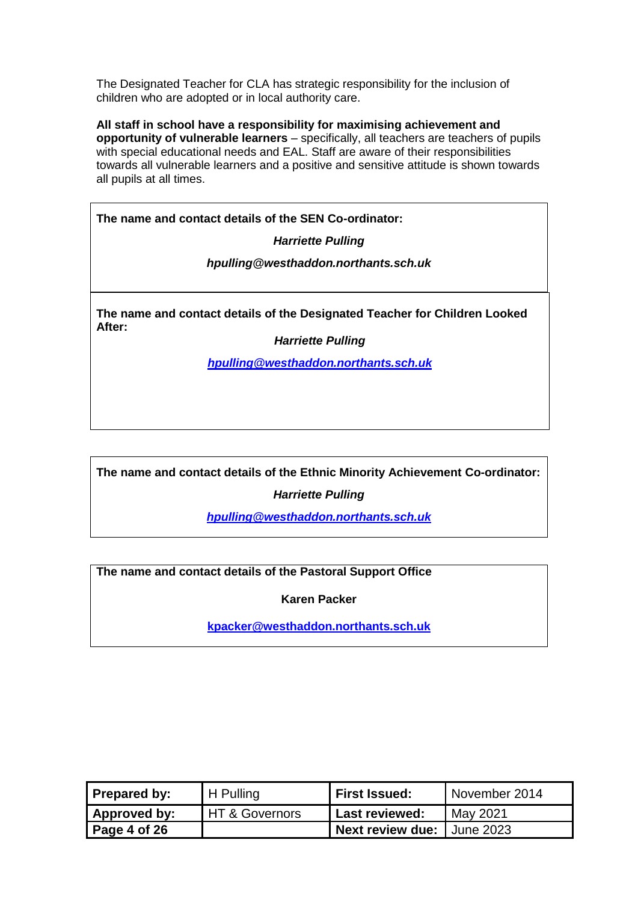The Designated Teacher for CLA has strategic responsibility for the inclusion of children who are adopted or in local authority care.

**All staff in school have a responsibility for maximising achievement and opportunity of vulnerable learners** – specifically, all teachers are teachers of pupils with special educational needs and EAL. Staff are aware of their responsibilities towards all vulnerable learners and a positive and sensitive attitude is shown towards all pupils at all times.

**The name and contact details of the SEN Co-ordinator:**

***Harriette Pulling***

***hpulling@westhaddon.northants.sch.uk***

**The name and contact details of the Designated Teacher for Children Looked After:**

***Harriette Pulling***

***hpulling@westhaddon.northants.sch.uk***

**The name and contact details of the Ethnic Minority Achievement Co-ordinator:**

***Harriette Pulling***

***hpulling@westhaddon.northants.sch.uk***

**The name and contact details of the Pastoral Support Office**

**Karen Packer**

**kpacker@westhaddon.northants.sch.uk**

| **Prepared by:** | H Pulling | **First Issued:** | November 2014 |
|---|---|---|---|
| **Approved by:** | HT & Governors | **Last reviewed:** | May 2021 |
| | | **Next review due:** | June 2023 |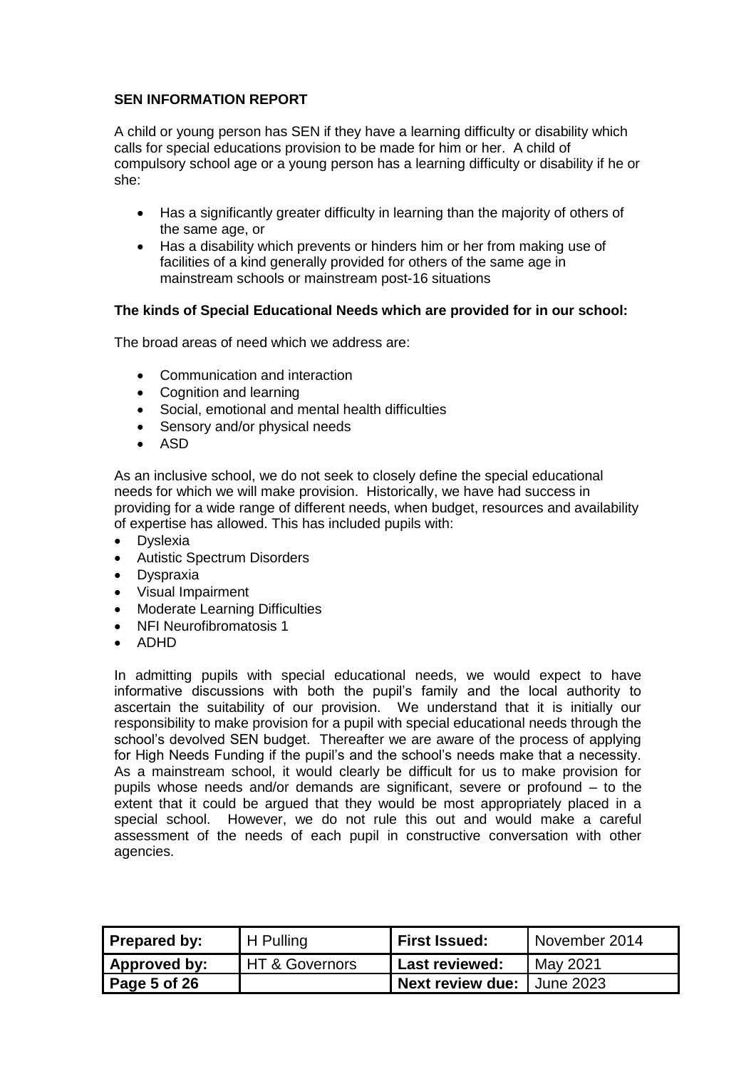**SEN INFORMATION REPORT**

A child or young person has SEN if they have a learning difficulty or disability which calls for special educations provision to be made for him or her. A child of compulsory school age or a young person has a learning difficulty or disability if he or she:

- Has a significantly greater difficulty in learning than the majority of others of the same age, or
- Has a disability which prevents or hinders him or her from making use of facilities of a kind generally provided for others of the same age in mainstream schools or mainstream post-16 situations

**The kinds of Special Educational Needs which are provided for in our school:**

The broad areas of need which we address are:

- Communication and interaction
- Cognition and learning
- Social, emotional and mental health difficulties
- Sensory and/or physical needs
- ASD

As an inclusive school, we do not seek to closely define the special educational needs for which we will make provision. Historically, we have had success in providing for a wide range of different needs, when budget, resources and availability of expertise has allowed. This has included pupils with:

- Dyslexia
- Autistic Spectrum Disorders
- Dyspraxia
- Visual Impairment
- Moderate Learning Difficulties
- NFI Neurofibromatosis 1
- ADHD

In admitting pupils with special educational needs, we would expect to have informative discussions with both the pupil's family and the local authority to ascertain the suitability of our provision. We understand that it is initially our responsibility to make provision for a pupil with special educational needs through the school's devolved SEN budget. Thereafter we are aware of the process of applying for High Needs Funding if the pupil's and the school's needs make that a necessity. As a mainstream school, it would clearly be difficult for us to make provision for pupils whose needs and/or demands are significant, severe or profound – to the extent that it could be argued that they would be most appropriately placed in a special school. However, we do not rule this out and would make a careful assessment of the needs of each pupil in constructive conversation with other agencies.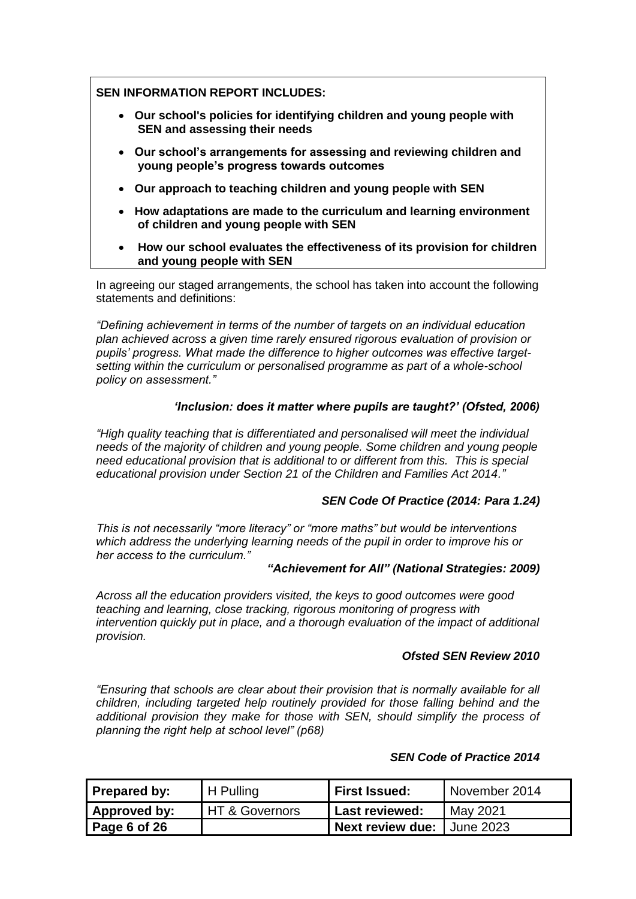**SEN INFORMATION REPORT INCLUDES:**

- **Our school's policies for identifying children and young people with SEN and assessing their needs**
- **Our school's arrangements for assessing and reviewing children and young people's progress towards outcomes**
- **Our approach to teaching children and young people with SEN**
- **How adaptations are made to the curriculum and learning environment of children and young people with SEN**
- **How our school evaluates the effectiveness of its provision for children and young people with SEN**

In agreeing our staged arrangements, the school has taken into account the following statements and definitions:

*"Defining achievement in terms of the number of targets on an individual education plan achieved across a given time rarely ensured rigorous evaluation of provision or pupils' progress. What made the difference to higher outcomes was effective target-setting within the curriculum or personalised programme as part of a whole-school policy on assessment."*

***'Inclusion: does it matter where pupils are taught?' (Ofsted, 2006)***

*"High quality teaching that is differentiated and personalised will meet the individual needs of the majority of children and young people. Some children and young people need educational provision that is additional to or different from this. This is special educational provision under Section 21 of the Children and Families Act 2014."*

***SEN Code Of Practice (2014: Para 1.24)***

*This is not necessarily "more literacy" or "more maths" but would be interventions which address the underlying learning needs of the pupil in order to improve his or her access to the curriculum."*

***"Achievement for All" (National Strategies: 2009)***

*Across all the education providers visited, the keys to good outcomes were good teaching and learning, close tracking, rigorous monitoring of progress with intervention quickly put in place, and a thorough evaluation of the impact of additional provision.*

***Ofsted SEN Review 2010***

*"Ensuring that schools are clear about their provision that is normally available for all children, including targeted help routinely provided for those falling behind and the additional provision they make for those with SEN, should simplify the process of planning the right help at school level" (p68)*

***SEN Code of Practice 2014***

| **Prepared by:** | H Pulling | **First Issued:** | November 2014 |
|---|---|---|---|
| **Approved by:** | HT & Governors | **Last reviewed:** | May 2021 |
| **Page 6 of 26** | | **Next review due:** | June 2023 |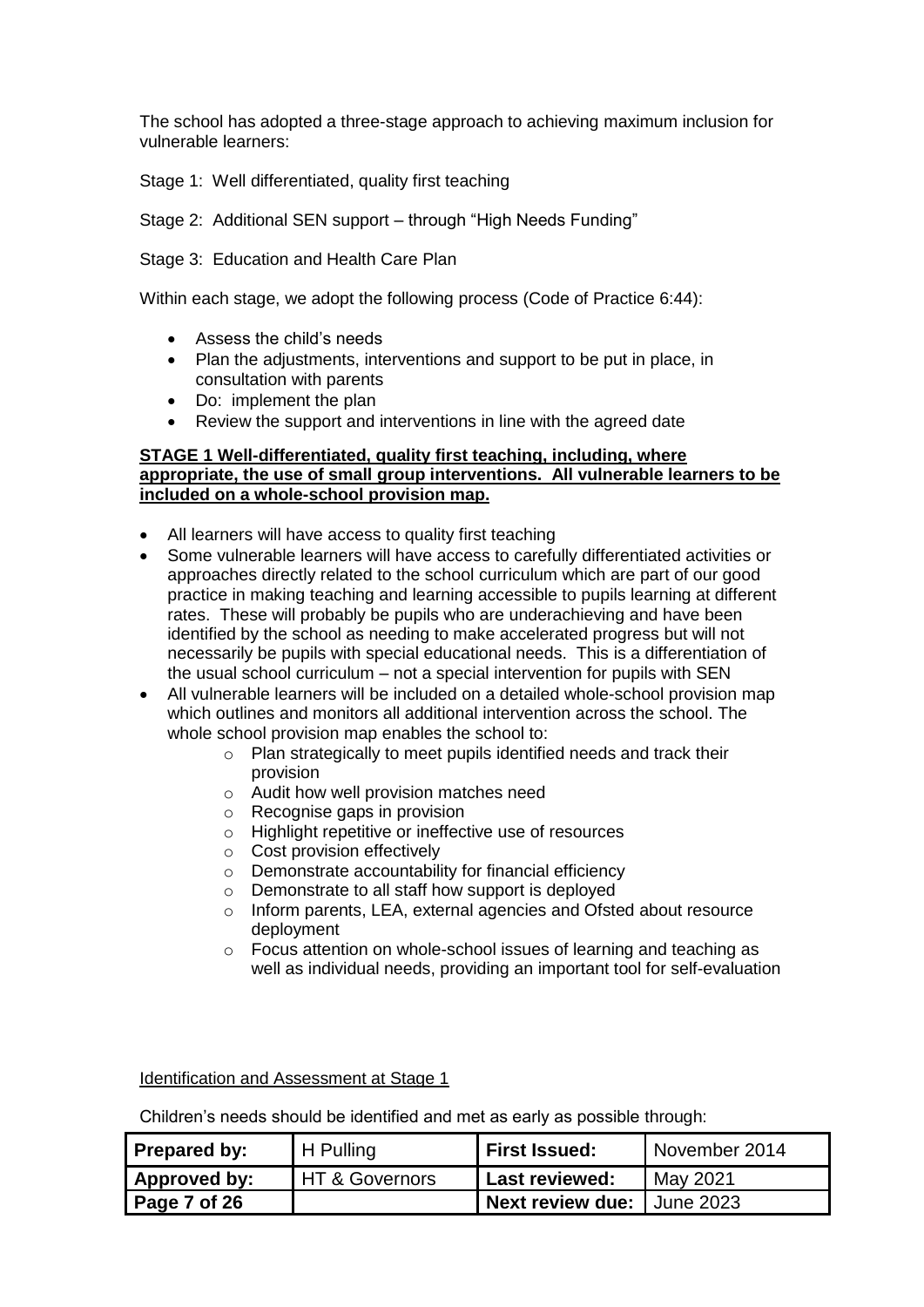The school has adopted a three-stage approach to achieving maximum inclusion for vulnerable learners:

Stage 1: Well differentiated, quality first teaching

Stage 2: Additional SEN support – through "High Needs Funding"

Stage 3: Education and Health Care Plan

Within each stage, we adopt the following process (Code of Practice 6:44):

- Assess the child's needs
- Plan the adjustments, interventions and support to be put in place, in consultation with parents
- Do: implement the plan
- Review the support and interventions in line with the agreed date

**STAGE 1 Well-differentiated, quality first teaching, including, where appropriate, the use of small group interventions. All vulnerable learners to be included on a whole-school provision map.**

- All learners will have access to quality first teaching
- Some vulnerable learners will have access to carefully differentiated activities or approaches directly related to the school curriculum which are part of our good practice in making teaching and learning accessible to pupils learning at different rates. These will probably be pupils who are underachieving and have been identified by the school as needing to make accelerated progress but will not necessarily be pupils with special educational needs. This is a differentiation of the usual school curriculum – not a special intervention for pupils with SEN
- All vulnerable learners will be included on a detailed whole-school provision map which outlines and monitors all additional intervention across the school. The whole school provision map enables the school to:
    - Plan strategically to meet pupils identified needs and track their provision
    - Audit how well provision matches need
    - Recognise gaps in provision
    - Highlight repetitive or ineffective use of resources
    - Cost provision effectively
    - Demonstrate accountability for financial efficiency
    - Demonstrate to all staff how support is deployed
    - Inform parents, LEA, external agencies and Ofsted about resource deployment
    - Focus attention on whole-school issues of learning and teaching as well as individual needs, providing an important tool for self-evaluation

Identification and Assessment at Stage 1

Children's needs should be identified and met as early as possible through: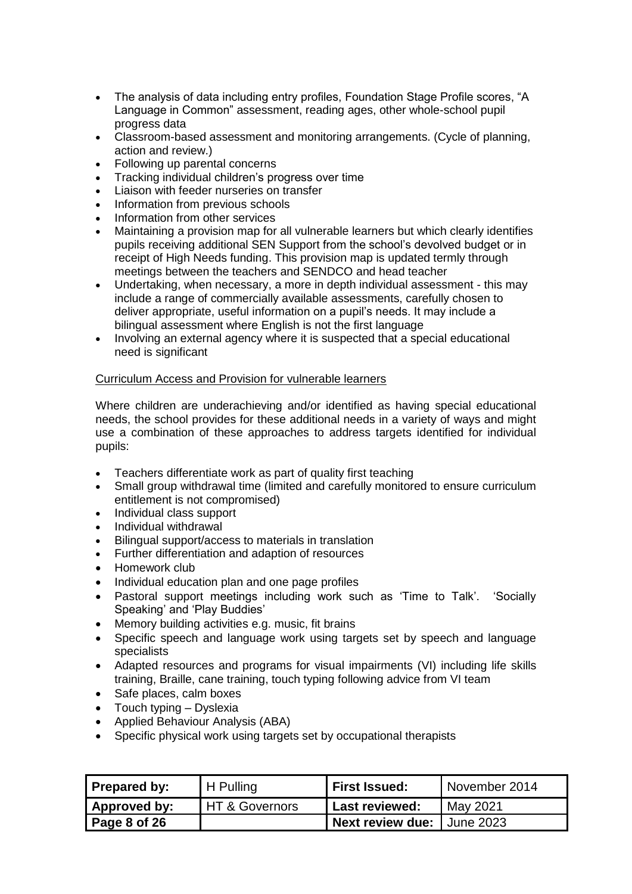- The analysis of data including entry profiles, Foundation Stage Profile scores, "A Language in Common" assessment, reading ages, other whole-school pupil progress data
- Classroom-based assessment and monitoring arrangements. (Cycle of planning, action and review.)
- Following up parental concerns
- Tracking individual children's progress over time
- Liaison with feeder nurseries on transfer
- Information from previous schools
- Information from other services
- Maintaining a provision map for all vulnerable learners but which clearly identifies pupils receiving additional SEN Support from the school's devolved budget or in receipt of High Needs funding. This provision map is updated termly through meetings between the teachers and SENDCO and head teacher
- Undertaking, when necessary, a more in depth individual assessment - this may include a range of commercially available assessments, carefully chosen to deliver appropriate, useful information on a pupil's needs. It may include a bilingual assessment where English is not the first language
- Involving an external agency where it is suspected that a special educational need is significant

<u>Curriculum Access and Provision for vulnerable learners</u>

Where children are underachieving and/or identified as having special educational needs, the school provides for these additional needs in a variety of ways and might use a combination of these approaches to address targets identified for individual pupils:

- Teachers differentiate work as part of quality first teaching
- Small group withdrawal time (limited and carefully monitored to ensure curriculum entitlement is not compromised)
- Individual class support
- Individual withdrawal
- Bilingual support/access to materials in translation
- Further differentiation and adaption of resources
- Homework club
- Individual education plan and one page profiles
- Pastoral support meetings including work such as 'Time to Talk'. 'Socially Speaking' and 'Play Buddies'
- Memory building activities e.g. music, fit brains
- Specific speech and language work using targets set by speech and language specialists
- Adapted resources and programs for visual impairments (VI) including life skills training, Braille, cane training, touch typing following advice from VI team
- Safe places, calm boxes
- Touch typing – Dyslexia
- Applied Behaviour Analysis (ABA)
- Specific physical work using targets set by occupational therapists

| **Prepared by:** | H Pulling | **First Issued:** | November 2014 |
|---|---|---|---|
| **Approved by:** | HT & Governors | **Last reviewed:** | May 2021 |
| **Page 8 of 26** | | **Next review due:** | June 2023 |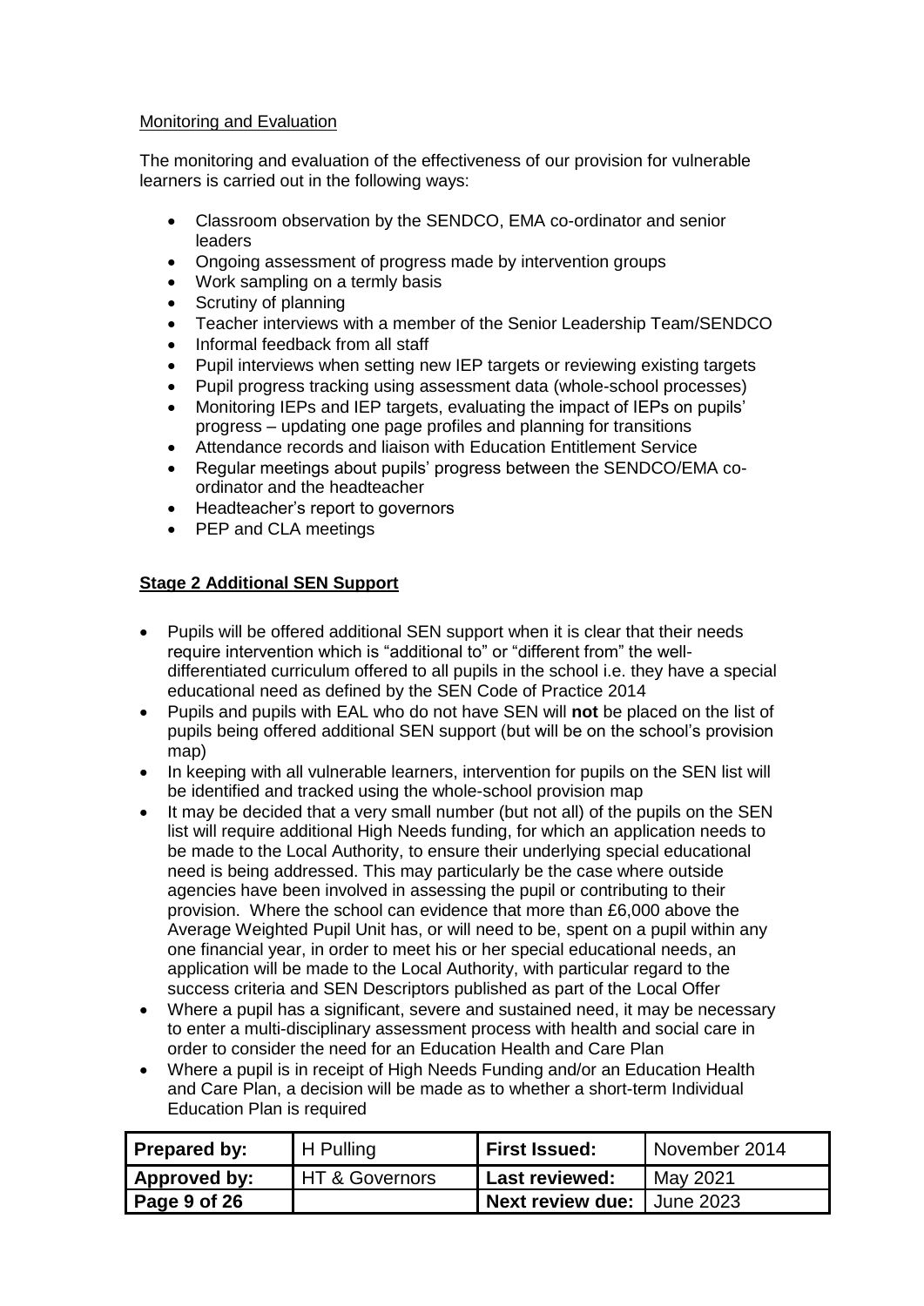Monitoring and Evaluation

The monitoring and evaluation of the effectiveness of our provision for vulnerable learners is carried out in the following ways:

- Classroom observation by the SENDCO, EMA co-ordinator and senior leaders
- Ongoing assessment of progress made by intervention groups
- Work sampling on a termly basis
- Scrutiny of planning
- Teacher interviews with a member of the Senior Leadership Team/SENDCO
- Informal feedback from all staff
- Pupil interviews when setting new IEP targets or reviewing existing targets
- Pupil progress tracking using assessment data (whole-school processes)
- Monitoring IEPs and IEP targets, evaluating the impact of IEPs on pupils' progress – updating one page profiles and planning for transitions
- Attendance records and liaison with Education Entitlement Service
- Regular meetings about pupils' progress between the SENDCO/EMA co-ordinator and the headteacher
- Headteacher's report to governors
- PEP and CLA meetings

**Stage 2 Additional SEN Support**

- Pupils will be offered additional SEN support when it is clear that their needs require intervention which is "additional to" or "different from" the well-differentiated curriculum offered to all pupils in the school i.e. they have a special educational need as defined by the SEN Code of Practice 2014
- Pupils and pupils with EAL who do not have SEN will **not** be placed on the list of pupils being offered additional SEN support (but will be on the school's provision map)
- In keeping with all vulnerable learners, intervention for pupils on the SEN list will be identified and tracked using the whole-school provision map
- It may be decided that a very small number (but not all) of the pupils on the SEN list will require additional High Needs funding, for which an application needs to be made to the Local Authority, to ensure their underlying special educational need is being addressed. This may particularly be the case where outside agencies have been involved in assessing the pupil or contributing to their provision. Where the school can evidence that more than £6,000 above the Average Weighted Pupil Unit has, or will need to be, spent on a pupil within any one financial year, in order to meet his or her special educational needs, an application will be made to the Local Authority, with particular regard to the success criteria and SEN Descriptors published as part of the Local Offer
- Where a pupil has a significant, severe and sustained need, it may be necessary to enter a multi-disciplinary assessment process with health and social care in order to consider the need for an Education Health and Care Plan
- Where a pupil is in receipt of High Needs Funding and/or an Education Health and Care Plan, a decision will be made as to whether a short-term Individual Education Plan is required

| **Prepared by:** | H Pulling | **First Issued:** | November 2014 |
|---|---|---|---|
| **Approved by:** | HT & Governors | **Last reviewed:** | May 2021 |
| | | **Next review due:** | June 2023 |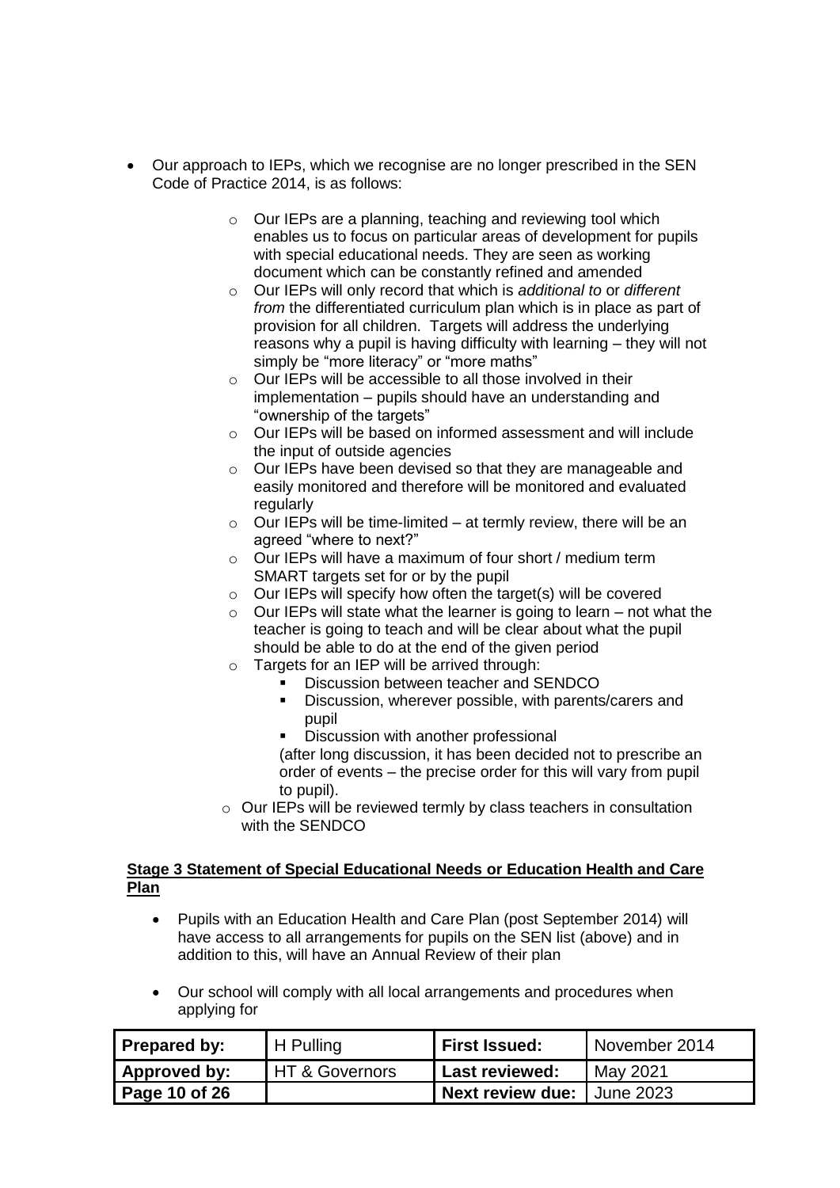- Our approach to IEPs, which we recognise are no longer prescribed in the SEN Code of Practice 2014, is as follows:
    - Our IEPs are a planning, teaching and reviewing tool which enables us to focus on particular areas of development for pupils with special educational needs. They are seen as working document which can be constantly refined and amended
    - Our IEPs will only record that which is *additional to* or *different from* the differentiated curriculum plan which is in place as part of provision for all children. Targets will address the underlying reasons why a pupil is having difficulty with learning – they will not simply be "more literacy" or "more maths"
    - Our IEPs will be accessible to all those involved in their implementation – pupils should have an understanding and "ownership of the targets"
    - Our IEPs will be based on informed assessment and will include the input of outside agencies
    - Our IEPs have been devised so that they are manageable and easily monitored and therefore will be monitored and evaluated regularly
    - Our IEPs will be time-limited – at termly review, there will be an agreed "where to next?"
    - Our IEPs will have a maximum of four short / medium term SMART targets set for or by the pupil
    - Our IEPs will specify how often the target(s) will be covered
    - Our IEPs will state what the learner is going to learn – not what the teacher is going to teach and will be clear about what the pupil should be able to do at the end of the given period
    - Targets for an IEP will be arrived through:
        - Discussion between teacher and SENDCO
        - Discussion, wherever possible, with parents/carers and pupil
        - Discussion with another professional

      (after long discussion, it has been decided not to prescribe an order of events – the precise order for this will vary from pupil to pupil).
    - Our IEPs will be reviewed termly by class teachers in consultation with the SENDCO

**Stage 3 Statement of Special Educational Needs or Education Health and Care Plan**

- Pupils with an Education Health and Care Plan (post September 2014) will have access to all arrangements for pupils on the SEN list (above) and in addition to this, will have an Annual Review of their plan

- Our school will comply with all local arrangements and procedures when applying for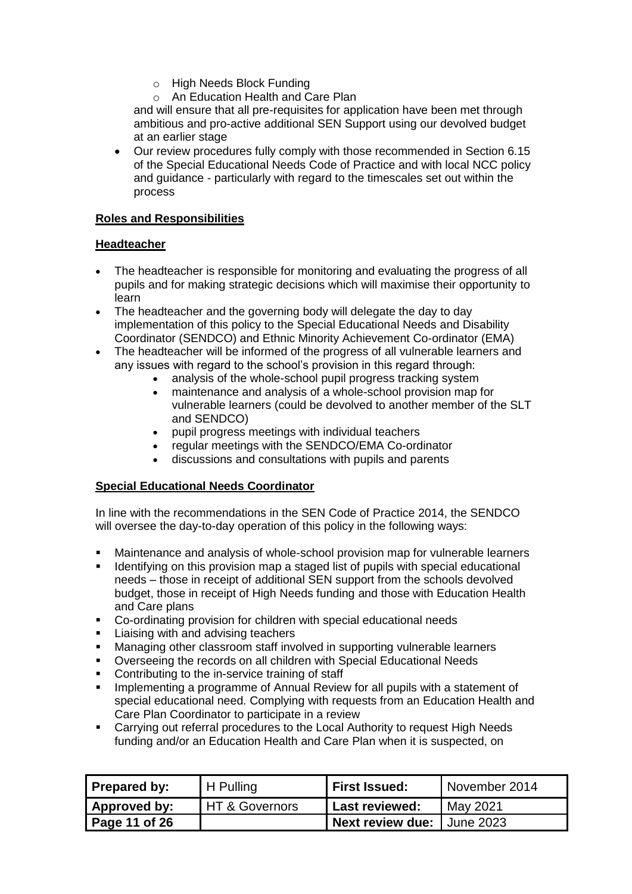- High Needs Block Funding
- An Education Health and Care Plan

and will ensure that all pre-requisites for application have been met through ambitious and pro-active additional SEN Support using our devolved budget at an earlier stage

- Our review procedures fully comply with those recommended in Section 6.15 of the Special Educational Needs Code of Practice and with local NCC policy and guidance - particularly with regard to the timescales set out within the process

**Roles and Responsibilities**

**Headteacher**

- The headteacher is responsible for monitoring and evaluating the progress of all pupils and for making strategic decisions which will maximise their opportunity to learn
- The headteacher and the governing body will delegate the day to day implementation of this policy to the Special Educational Needs and Disability Coordinator (SENDCO) and Ethnic Minority Achievement Co-ordinator (EMA)
- The headteacher will be informed of the progress of all vulnerable learners and any issues with regard to the school's provision in this regard through:
  - analysis of the whole-school pupil progress tracking system
  - maintenance and analysis of a whole-school provision map for vulnerable learners (could be devolved to another member of the SLT and SENDCO)
  - pupil progress meetings with individual teachers
  - regular meetings with the SENDCO/EMA Co-ordinator
  - discussions and consultations with pupils and parents

**Special Educational Needs Coordinator**

In line with the recommendations in the SEN Code of Practice 2014, the SENDCO will oversee the day-to-day operation of this policy in the following ways:

- Maintenance and analysis of whole-school provision map for vulnerable learners
- Identifying on this provision map a staged list of pupils with special educational needs – those in receipt of additional SEN support from the schools devolved budget, those in receipt of High Needs funding and those with Education Health and Care plans
- Co-ordinating provision for children with special educational needs
- Liaising with and advising teachers
- Managing other classroom staff involved in supporting vulnerable learners
- Overseeing the records on all children with Special Educational Needs
- Contributing to the in-service training of staff
- Implementing a programme of Annual Review for all pupils with a statement of special educational need. Complying with requests from an Education Health and Care Plan Coordinator to participate in a review
- Carrying out referral procedures to the Local Authority to request High Needs funding and/or an Education Health and Care Plan when it is suspected, on

| **Prepared by:** | H Pulling | **First Issued:** | November 2014 |
|---|---|---|---|
| **Approved by:** | HT & Governors | **Last reviewed:** | May 2021 |
| **Page 11 of 26** | | **Next review due:** | June 2023 |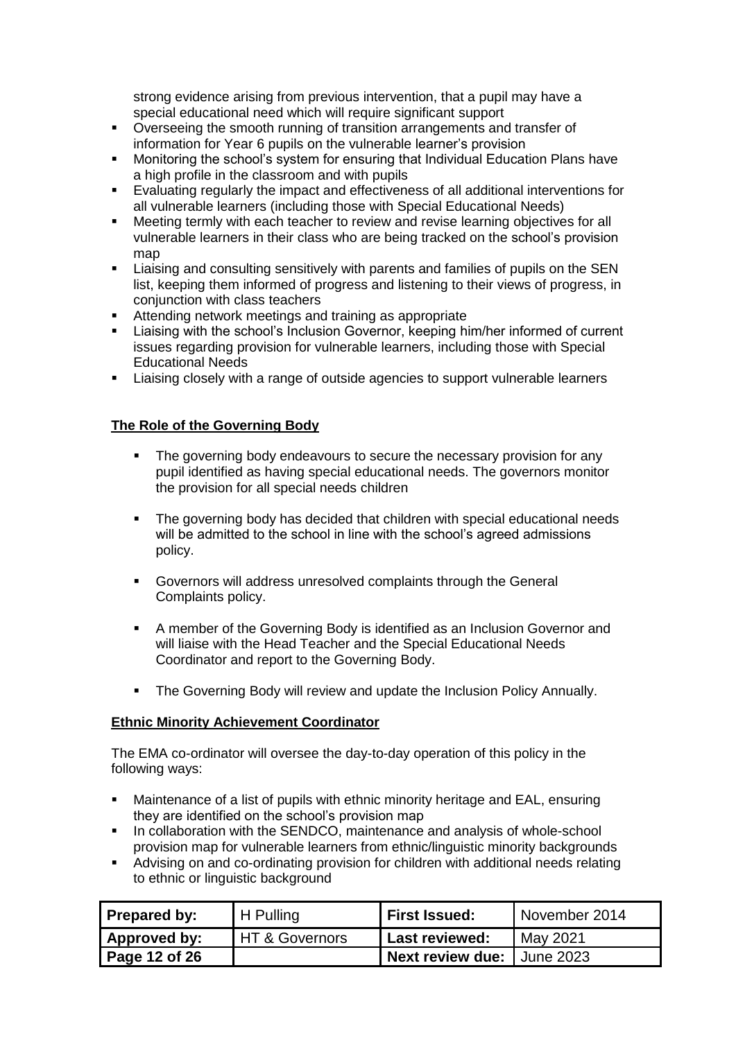strong evidence arising from previous intervention, that a pupil may have a special educational need which will require significant support

- Overseeing the smooth running of transition arrangements and transfer of information for Year 6 pupils on the vulnerable learner's provision
- Monitoring the school's system for ensuring that Individual Education Plans have a high profile in the classroom and with pupils
- Evaluating regularly the impact and effectiveness of all additional interventions for all vulnerable learners (including those with Special Educational Needs)
- Meeting termly with each teacher to review and revise learning objectives for all vulnerable learners in their class who are being tracked on the school's provision map
- Liaising and consulting sensitively with parents and families of pupils on the SEN list, keeping them informed of progress and listening to their views of progress, in conjunction with class teachers
- Attending network meetings and training as appropriate
- Liaising with the school's Inclusion Governor, keeping him/her informed of current issues regarding provision for vulnerable learners, including those with Special Educational Needs
- Liaising closely with a range of outside agencies to support vulnerable learners

**The Role of the Governing Body**

- The governing body endeavours to secure the necessary provision for any pupil identified as having special educational needs. The governors monitor the provision for all special needs children
- The governing body has decided that children with special educational needs will be admitted to the school in line with the school's agreed admissions policy.
- Governors will address unresolved complaints through the General Complaints policy.
- A member of the Governing Body is identified as an Inclusion Governor and will liaise with the Head Teacher and the Special Educational Needs Coordinator and report to the Governing Body.
- The Governing Body will review and update the Inclusion Policy Annually.

**Ethnic Minority Achievement Coordinator**

The EMA co-ordinator will oversee the day-to-day operation of this policy in the following ways:

- Maintenance of a list of pupils with ethnic minority heritage and EAL, ensuring they are identified on the school's provision map
- In collaboration with the SENDCO, maintenance and analysis of whole-school provision map for vulnerable learners from ethnic/linguistic minority backgrounds
- Advising on and co-ordinating provision for children with additional needs relating to ethnic or linguistic background

| **Prepared by:** | H Pulling | **First Issued:** | November 2014 |
|---|---|---|---|
| **Approved by:** | HT & Governors | **Last reviewed:** | May 2021 |
| **Page 12 of 26** | | **Next review due:** | June 2023 |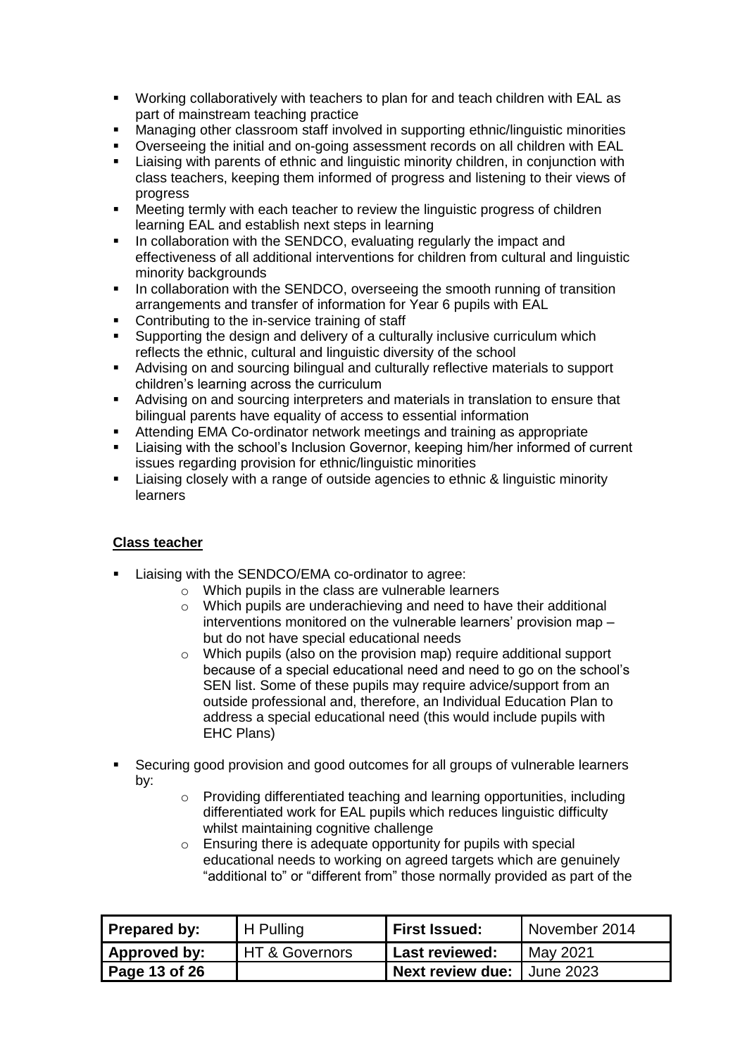- Working collaboratively with teachers to plan for and teach children with EAL as part of mainstream teaching practice
- Managing other classroom staff involved in supporting ethnic/linguistic minorities
- Overseeing the initial and on-going assessment records on all children with EAL
- Liaising with parents of ethnic and linguistic minority children, in conjunction with class teachers, keeping them informed of progress and listening to their views of progress
- Meeting termly with each teacher to review the linguistic progress of children learning EAL and establish next steps in learning
- In collaboration with the SENDCO, evaluating regularly the impact and effectiveness of all additional interventions for children from cultural and linguistic minority backgrounds
- In collaboration with the SENDCO, overseeing the smooth running of transition arrangements and transfer of information for Year 6 pupils with EAL
- Contributing to the in-service training of staff
- Supporting the design and delivery of a culturally inclusive curriculum which reflects the ethnic, cultural and linguistic diversity of the school
- Advising on and sourcing bilingual and culturally reflective materials to support children's learning across the curriculum
- Advising on and sourcing interpreters and materials in translation to ensure that bilingual parents have equality of access to essential information
- Attending EMA Co-ordinator network meetings and training as appropriate
- Liaising with the school's Inclusion Governor, keeping him/her informed of current issues regarding provision for ethnic/linguistic minorities
- Liaising closely with a range of outside agencies to ethnic & linguistic minority learners

**Class teacher**

- Liaising with the SENDCO/EMA co-ordinator to agree:
    - Which pupils in the class are vulnerable learners
    - Which pupils are underachieving and need to have their additional interventions monitored on the vulnerable learners' provision map – but do not have special educational needs
    - Which pupils (also on the provision map) require additional support because of a special educational need and need to go on the school's SEN list. Some of these pupils may require advice/support from an outside professional and, therefore, an Individual Education Plan to address a special educational need (this would include pupils with EHC Plans)
- Securing good provision and good outcomes for all groups of vulnerable learners by:
    - Providing differentiated teaching and learning opportunities, including differentiated work for EAL pupils which reduces linguistic difficulty whilst maintaining cognitive challenge
    - Ensuring there is adequate opportunity for pupils with special educational needs to working on agreed targets which are genuinely "additional to" or "different from" those normally provided as part of the

| Prepared by: | H Pulling | First Issued: | November 2014 |
|---|---|---|---|
| Approved by: | HT & Governors | Last reviewed: | May 2021 |
| Page 13 of 26 | | Next review due: | June 2023 |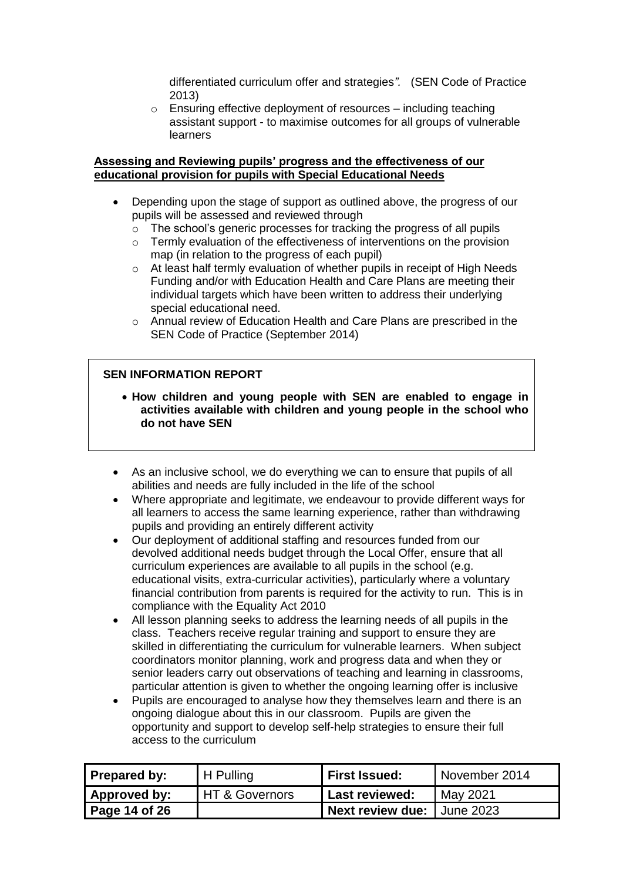differentiated curriculum offer and strategies*".* (SEN Code of Practice 2013)

  - Ensuring effective deployment of resources – including teaching assistant support - to maximise outcomes for all groups of vulnerable learners

**Assessing and Reviewing pupils' progress and the effectiveness of our educational provision for pupils with Special Educational Needs**

- Depending upon the stage of support as outlined above, the progress of our pupils will be assessed and reviewed through
  - The school's generic processes for tracking the progress of all pupils
  - Termly evaluation of the effectiveness of interventions on the provision map (in relation to the progress of each pupil)
  - At least half termly evaluation of whether pupils in receipt of High Needs Funding and/or with Education Health and Care Plans are meeting their individual targets which have been written to address their underlying special educational need.
  - Annual review of Education Health and Care Plans are prescribed in the SEN Code of Practice (September 2014)

**SEN INFORMATION REPORT**

- **How children and young people with SEN are enabled to engage in activities available with children and young people in the school who do not have SEN**

- As an inclusive school, we do everything we can to ensure that pupils of all abilities and needs are fully included in the life of the school
- Where appropriate and legitimate, we endeavour to provide different ways for all learners to access the same learning experience, rather than withdrawing pupils and providing an entirely different activity
- Our deployment of additional staffing and resources funded from our devolved additional needs budget through the Local Offer, ensure that all curriculum experiences are available to all pupils in the school (e.g. educational visits, extra-curricular activities), particularly where a voluntary financial contribution from parents is required for the activity to run. This is in compliance with the Equality Act 2010
- All lesson planning seeks to address the learning needs of all pupils in the class. Teachers receive regular training and support to ensure they are skilled in differentiating the curriculum for vulnerable learners. When subject coordinators monitor planning, work and progress data and when they or senior leaders carry out observations of teaching and learning in classrooms, particular attention is given to whether the ongoing learning offer is inclusive
- Pupils are encouraged to analyse how they themselves learn and there is an ongoing dialogue about this in our classroom. Pupils are given the opportunity and support to develop self-help strategies to ensure their full access to the curriculum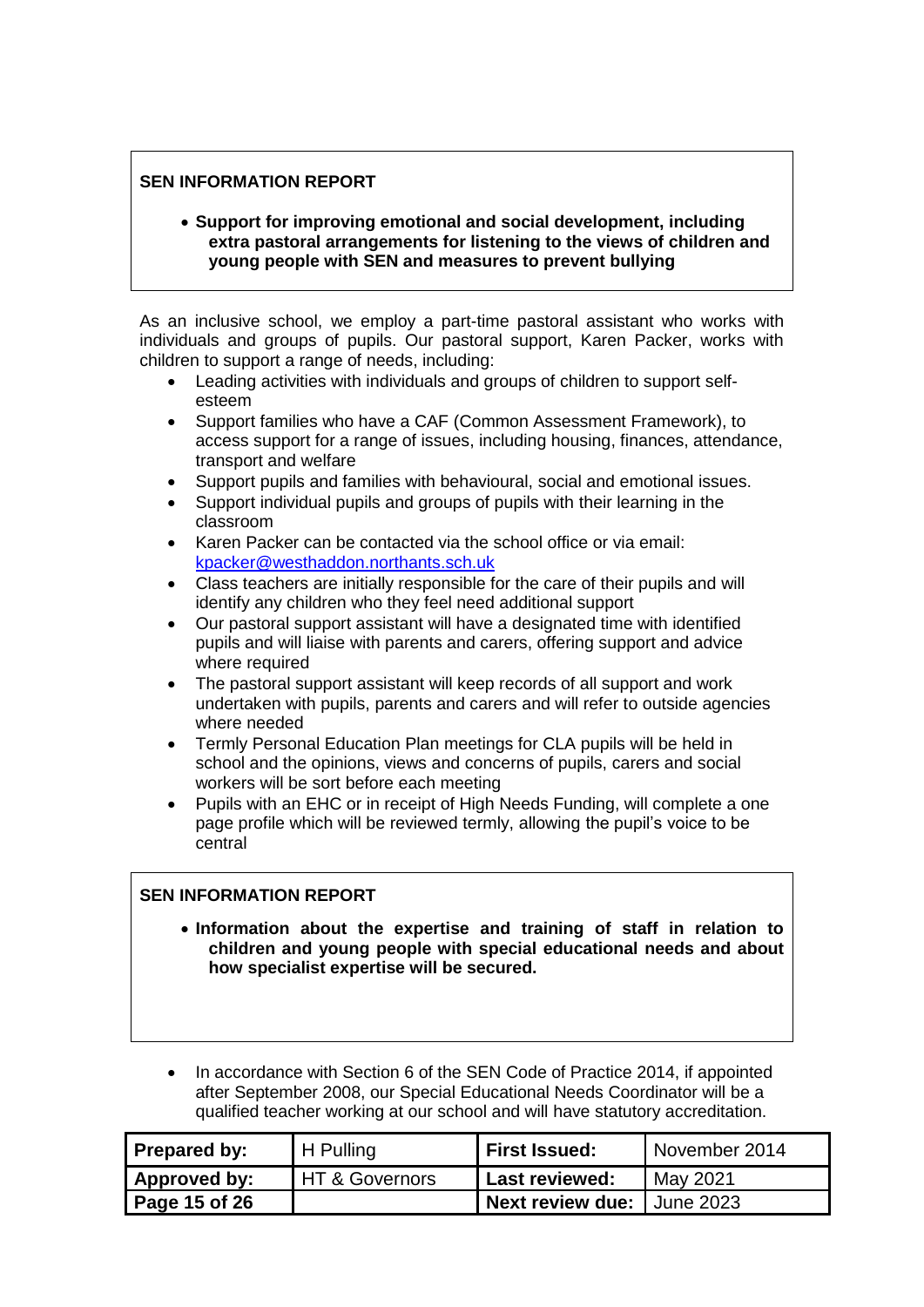**SEN INFORMATION REPORT**

- **Support for improving emotional and social development, including extra pastoral arrangements for listening to the views of children and young people with SEN and measures to prevent bullying**

As an inclusive school, we employ a part-time pastoral assistant who works with individuals and groups of pupils. Our pastoral support, Karen Packer, works with children to support a range of needs, including:

- Leading activities with individuals and groups of children to support self-esteem
- Support families who have a CAF (Common Assessment Framework), to access support for a range of issues, including housing, finances, attendance, transport and welfare
- Support pupils and families with behavioural, social and emotional issues.
- Support individual pupils and groups of pupils with their learning in the classroom
- Karen Packer can be contacted via the school office or via email: kpacker@westhaddon.northants.sch.uk
- Class teachers are initially responsible for the care of their pupils and will identify any children who they feel need additional support
- Our pastoral support assistant will have a designated time with identified pupils and will liaise with parents and carers, offering support and advice where required
- The pastoral support assistant will keep records of all support and work undertaken with pupils, parents and carers and will refer to outside agencies where needed
- Termly Personal Education Plan meetings for CLA pupils will be held in school and the opinions, views and concerns of pupils, carers and social workers will be sort before each meeting
- Pupils with an EHC or in receipt of High Needs Funding, will complete a one page profile which will be reviewed termly, allowing the pupil's voice to be central

**SEN INFORMATION REPORT**

- **Information about the expertise and training of staff in relation to children and young people with special educational needs and about how specialist expertise will be secured.**

- In accordance with Section 6 of the SEN Code of Practice 2014, if appointed after September 2008, our Special Educational Needs Coordinator will be a qualified teacher working at our school and will have statutory accreditation.

| **Prepared by:** | H Pulling | **First Issued:** | November 2014 |
|---|---|---|---|
| **Approved by:** | HT & Governors | **Last reviewed:** | May 2021 |
| | | **Next review due:** | June 2023 |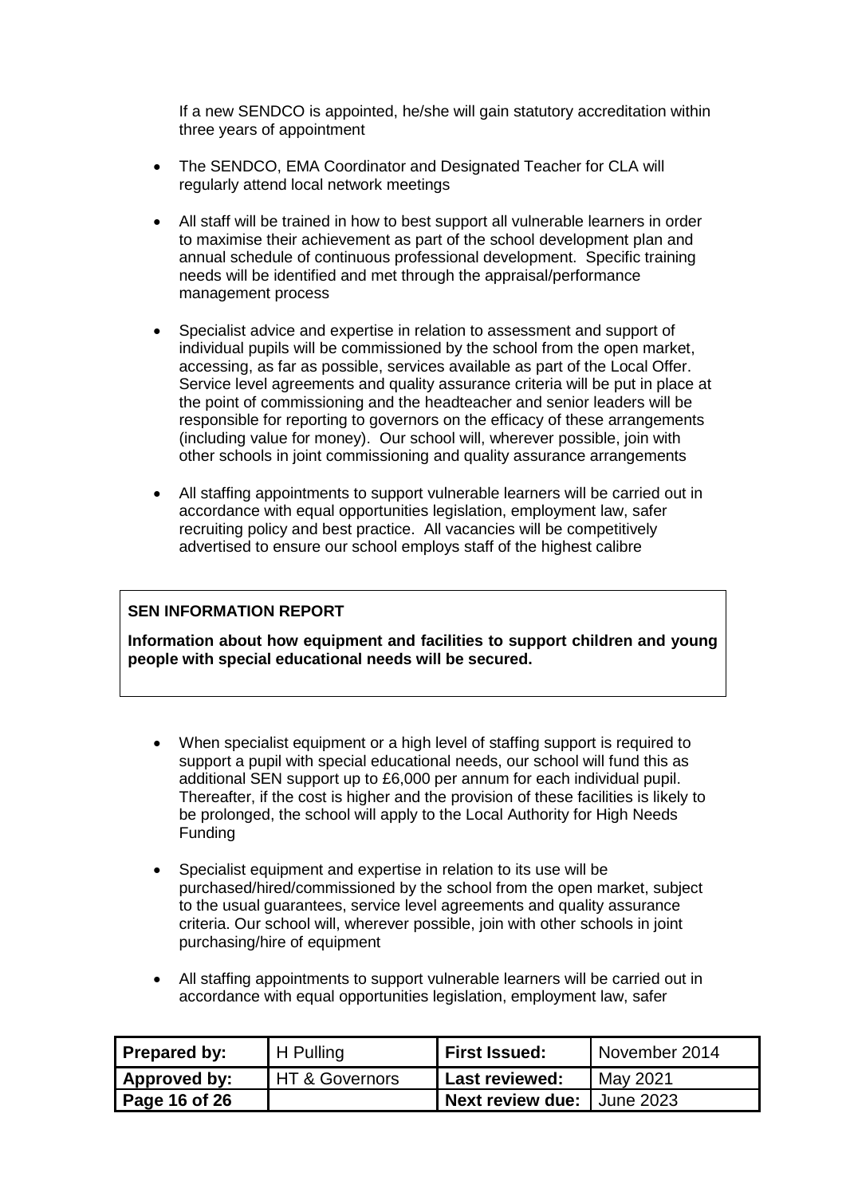If a new SENDCO is appointed, he/she will gain statutory accreditation within three years of appointment

- The SENDCO, EMA Coordinator and Designated Teacher for CLA will regularly attend local network meetings
- All staff will be trained in how to best support all vulnerable learners in order to maximise their achievement as part of the school development plan and annual schedule of continuous professional development. Specific training needs will be identified and met through the appraisal/performance management process
- Specialist advice and expertise in relation to assessment and support of individual pupils will be commissioned by the school from the open market, accessing, as far as possible, services available as part of the Local Offer. Service level agreements and quality assurance criteria will be put in place at the point of commissioning and the headteacher and senior leaders will be responsible for reporting to governors on the efficacy of these arrangements (including value for money). Our school will, wherever possible, join with other schools in joint commissioning and quality assurance arrangements
- All staffing appointments to support vulnerable learners will be carried out in accordance with equal opportunities legislation, employment law, safer recruiting policy and best practice. All vacancies will be competitively advertised to ensure our school employs staff of the highest calibre

**SEN INFORMATION REPORT**

**Information about how equipment and facilities to support children and young people with special educational needs will be secured.**

- When specialist equipment or a high level of staffing support is required to support a pupil with special educational needs, our school will fund this as additional SEN support up to £6,000 per annum for each individual pupil. Thereafter, if the cost is higher and the provision of these facilities is likely to be prolonged, the school will apply to the Local Authority for High Needs Funding
- Specialist equipment and expertise in relation to its use will be purchased/hired/commissioned by the school from the open market, subject to the usual guarantees, service level agreements and quality assurance criteria. Our school will, wherever possible, join with other schools in joint purchasing/hire of equipment
- All staffing appointments to support vulnerable learners will be carried out in accordance with equal opportunities legislation, employment law, safer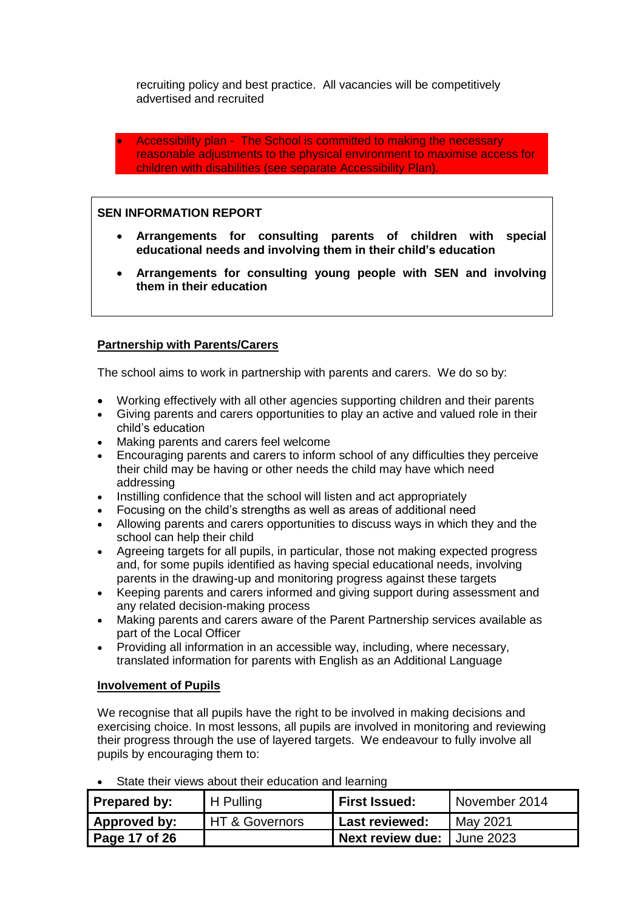recruiting policy and best practice. All vacancies will be competitively advertised and recruited

- Accessibility plan - The School is committed to making the necessary reasonable adjustments to the physical environment to maximise access for children with disabilities (see separate Accessibility Plan).

**SEN INFORMATION REPORT**

- **Arrangements for consulting parents of children with special educational needs and involving them in their child's education**
- **Arrangements for consulting young people with SEN and involving them in their education**

**Partnership with Parents/Carers**

The school aims to work in partnership with parents and carers. We do so by:

- Working effectively with all other agencies supporting children and their parents
- Giving parents and carers opportunities to play an active and valued role in their child's education
- Making parents and carers feel welcome
- Encouraging parents and carers to inform school of any difficulties they perceive their child may be having or other needs the child may have which need addressing
- Instilling confidence that the school will listen and act appropriately
- Focusing on the child's strengths as well as areas of additional need
- Allowing parents and carers opportunities to discuss ways in which they and the school can help their child
- Agreeing targets for all pupils, in particular, those not making expected progress and, for some pupils identified as having special educational needs, involving parents in the drawing-up and monitoring progress against these targets
- Keeping parents and carers informed and giving support during assessment and any related decision-making process
- Making parents and carers aware of the Parent Partnership services available as part of the Local Officer
- Providing all information in an accessible way, including, where necessary, translated information for parents with English as an Additional Language

**Involvement of Pupils**

We recognise that all pupils have the right to be involved in making decisions and exercising choice. In most lessons, all pupils are involved in monitoring and reviewing their progress through the use of layered targets. We endeavour to fully involve all pupils by encouraging them to:

- State their views about their education and learning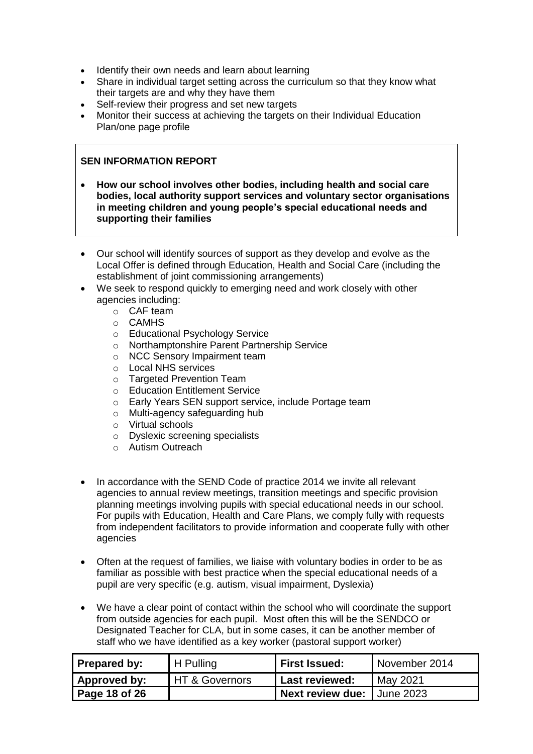- Identify their own needs and learn about learning
- Share in individual target setting across the curriculum so that they know what their targets are and why they have them
- Self-review their progress and set new targets
- Monitor their success at achieving the targets on their Individual Education Plan/one page profile

**SEN INFORMATION REPORT**

- **How our school involves other bodies, including health and social care bodies, local authority support services and voluntary sector organisations in meeting children and young people's special educational needs and supporting their families**

- Our school will identify sources of support as they develop and evolve as the Local Offer is defined through Education, Health and Social Care (including the establishment of joint commissioning arrangements)
- We seek to respond quickly to emerging need and work closely with other agencies including:
  - CAF team
  - CAMHS
  - Educational Psychology Service
  - Northamptonshire Parent Partnership Service
  - NCC Sensory Impairment team
  - Local NHS services
  - Targeted Prevention Team
  - Education Entitlement Service
  - Early Years SEN support service, include Portage team
  - Multi-agency safeguarding hub
  - Virtual schools
  - Dyslexic screening specialists
  - Autism Outreach

- In accordance with the SEND Code of practice 2014 we invite all relevant agencies to annual review meetings, transition meetings and specific provision planning meetings involving pupils with special educational needs in our school. For pupils with Education, Health and Care Plans, we comply fully with requests from independent facilitators to provide information and cooperate fully with other agencies

- Often at the request of families, we liaise with voluntary bodies in order to be as familiar as possible with best practice when the special educational needs of a pupil are very specific (e.g. autism, visual impairment, Dyslexia)

- We have a clear point of contact within the school who will coordinate the support from outside agencies for each pupil. Most often this will be the SENDCO or Designated Teacher for CLA, but in some cases, it can be another member of staff who we have identified as a key worker (pastoral support worker)

| **Prepared by:** | H Pulling | **First Issued:** | November 2014 |
|---|---|---|---|
| **Approved by:** | HT & Governors | **Last reviewed:** | May 2021 |
| **Page 18 of 26** | | **Next review due:** | June 2023 |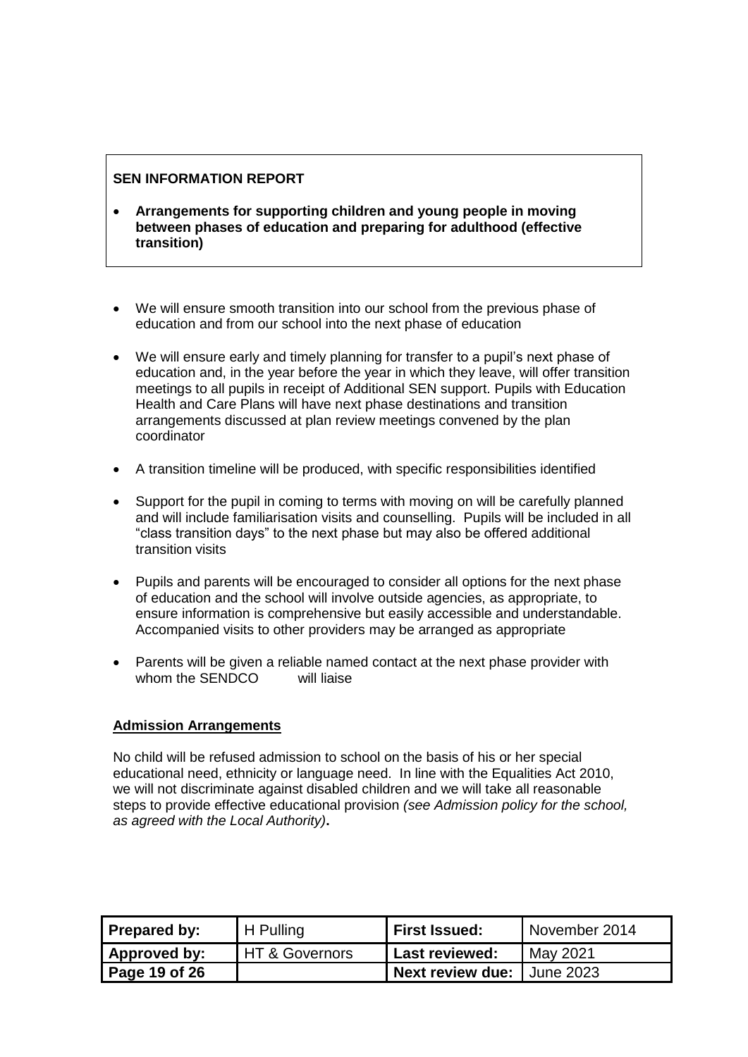**SEN INFORMATION REPORT**

- **Arrangements for supporting children and young people in moving between phases of education and preparing for adulthood (effective transition)**

- We will ensure smooth transition into our school from the previous phase of education and from our school into the next phase of education
- We will ensure early and timely planning for transfer to a pupil's next phase of education and, in the year before the year in which they leave, will offer transition meetings to all pupils in receipt of Additional SEN support. Pupils with Education Health and Care Plans will have next phase destinations and transition arrangements discussed at plan review meetings convened by the plan coordinator
- A transition timeline will be produced, with specific responsibilities identified
- Support for the pupil in coming to terms with moving on will be carefully planned and will include familiarisation visits and counselling. Pupils will be included in all "class transition days" to the next phase but may also be offered additional transition visits
- Pupils and parents will be encouraged to consider all options for the next phase of education and the school will involve outside agencies, as appropriate, to ensure information is comprehensive but easily accessible and understandable. Accompanied visits to other providers may be arranged as appropriate
- Parents will be given a reliable named contact at the next phase provider with whom the SENDCO will liaise

**<u>Admission Arrangements</u>**

No child will be refused admission to school on the basis of his or her special educational need, ethnicity or language need. In line with the Equalities Act 2010, we will not discriminate against disabled children and we will take all reasonable steps to provide effective educational provision *(see Admission policy for the school, as agreed with the Local Authority)*.

| **Prepared by:** | H Pulling | **First Issued:** | November 2014 |
|---|---|---|---|
| **Approved by:** | HT & Governors | **Last reviewed:** | May 2021 |
| **Page 19 of 26** | | **Next review due:** | June 2023 |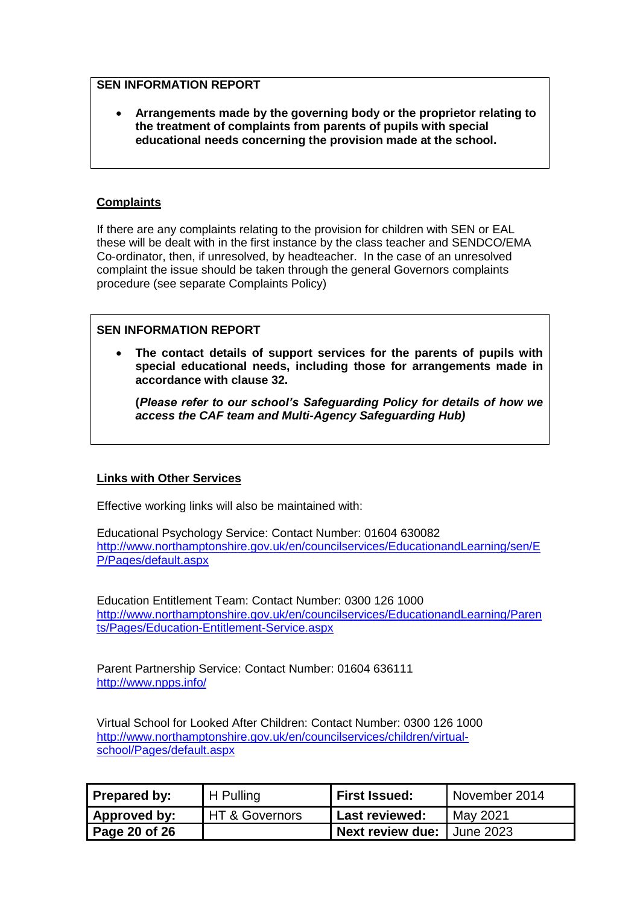**SEN INFORMATION REPORT**

- **Arrangements made by the governing body or the proprietor relating to the treatment of complaints from parents of pupils with special educational needs concerning the provision made at the school.**

## Complaints

If there are any complaints relating to the provision for children with SEN or EAL these will be dealt with in the first instance by the class teacher and SENDCO/EMA Co-ordinator, then, if unresolved, by headteacher. In the case of an unresolved complaint the issue should be taken through the general Governors complaints procedure (see separate Complaints Policy)

**SEN INFORMATION REPORT**

- **The contact details of support services for the parents of pupils with special educational needs, including those for arrangements made in accordance with clause 32.**

  **(*Please refer to our school's Safeguarding Policy for details of how we access the CAF team and Multi-Agency Safeguarding Hub)***

## Links with Other Services

Effective working links will also be maintained with:

Educational Psychology Service: Contact Number: 01604 630082
http://www.northamptonshire.gov.uk/en/councilservices/EducationandLearning/sen/EP/Pages/default.aspx

Education Entitlement Team: Contact Number: 0300 126 1000
http://www.northamptonshire.gov.uk/en/councilservices/EducationandLearning/Parents/Pages/Education-Entitlement-Service.aspx

Parent Partnership Service: Contact Number: 01604 636111
http://www.npps.info/

Virtual School for Looked After Children: Contact Number: 0300 126 1000
http://www.northamptonshire.gov.uk/en/councilservices/children/virtual-school/Pages/default.aspx

| **Prepared by:** | H Pulling | **First Issued:** | November 2014 |
|---|---|---|---|
| **Approved by:** | HT & Governors | **Last reviewed:** | May 2021 |
| **Page 20 of 26** | | **Next review due:** | June 2023 |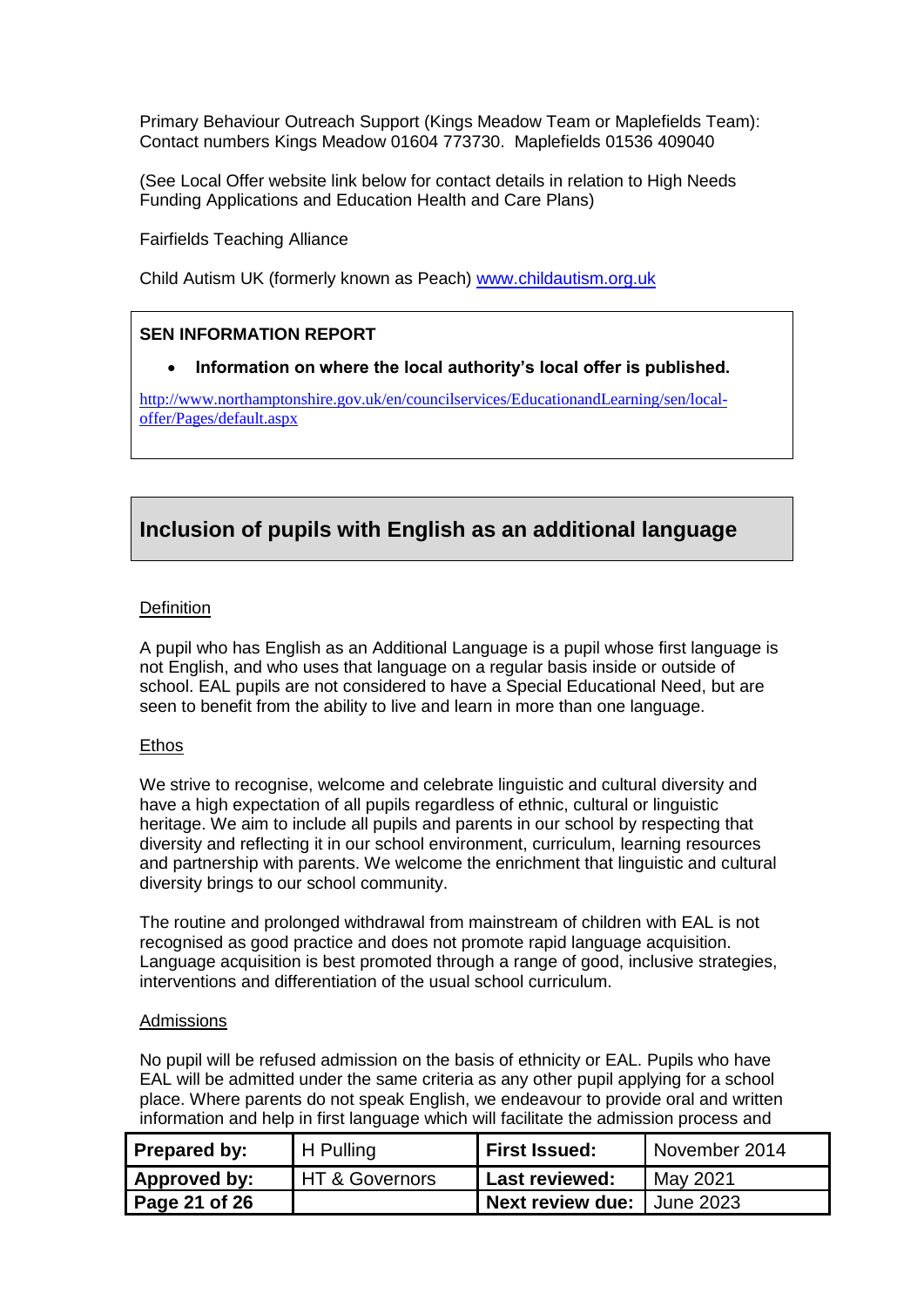Primary Behaviour Outreach Support (Kings Meadow Team or Maplefields Team): Contact numbers Kings Meadow 01604 773730. Maplefields 01536 409040

(See Local Offer website link below for contact details in relation to High Needs Funding Applications and Education Health and Care Plans)

Fairfields Teaching Alliance

Child Autism UK (formerly known as Peach) [www.childautism.org.uk](http://www.childautism.org.uk)

**SEN INFORMATION REPORT**

- **Information on where the local authority's local offer is published.**

[http://www.northamptonshire.gov.uk/en/councilservices/EducationandLearning/sen/local-offer/Pages/default.aspx](http://www.northamptonshire.gov.uk/en/councilservices/EducationandLearning/sen/local-offer/Pages/default.aspx)

## Inclusion of pupils with English as an additional language

Definition

A pupil who has English as an Additional Language is a pupil whose first language is not English, and who uses that language on a regular basis inside or outside of school. EAL pupils are not considered to have a Special Educational Need, but are seen to benefit from the ability to live and learn in more than one language.

Ethos

We strive to recognise, welcome and celebrate linguistic and cultural diversity and have a high expectation of all pupils regardless of ethnic, cultural or linguistic heritage. We aim to include all pupils and parents in our school by respecting that diversity and reflecting it in our school environment, curriculum, learning resources and partnership with parents. We welcome the enrichment that linguistic and cultural diversity brings to our school community.

The routine and prolonged withdrawal from mainstream of children with EAL is not recognised as good practice and does not promote rapid language acquisition. Language acquisition is best promoted through a range of good, inclusive strategies, interventions and differentiation of the usual school curriculum.

Admissions

No pupil will be refused admission on the basis of ethnicity or EAL. Pupils who have EAL will be admitted under the same criteria as any other pupil applying for a school place. Where parents do not speak English, we endeavour to provide oral and written information and help in first language which will facilitate the admission process and

| **Prepared by:** | H Pulling | **First Issued:** | November 2014 |
|---|---|---|---|
| **Approved by:** | HT & Governors | **Last reviewed:** | May 2021 |
| **Page 21 of 26** | | **Next review due:** | June 2023 |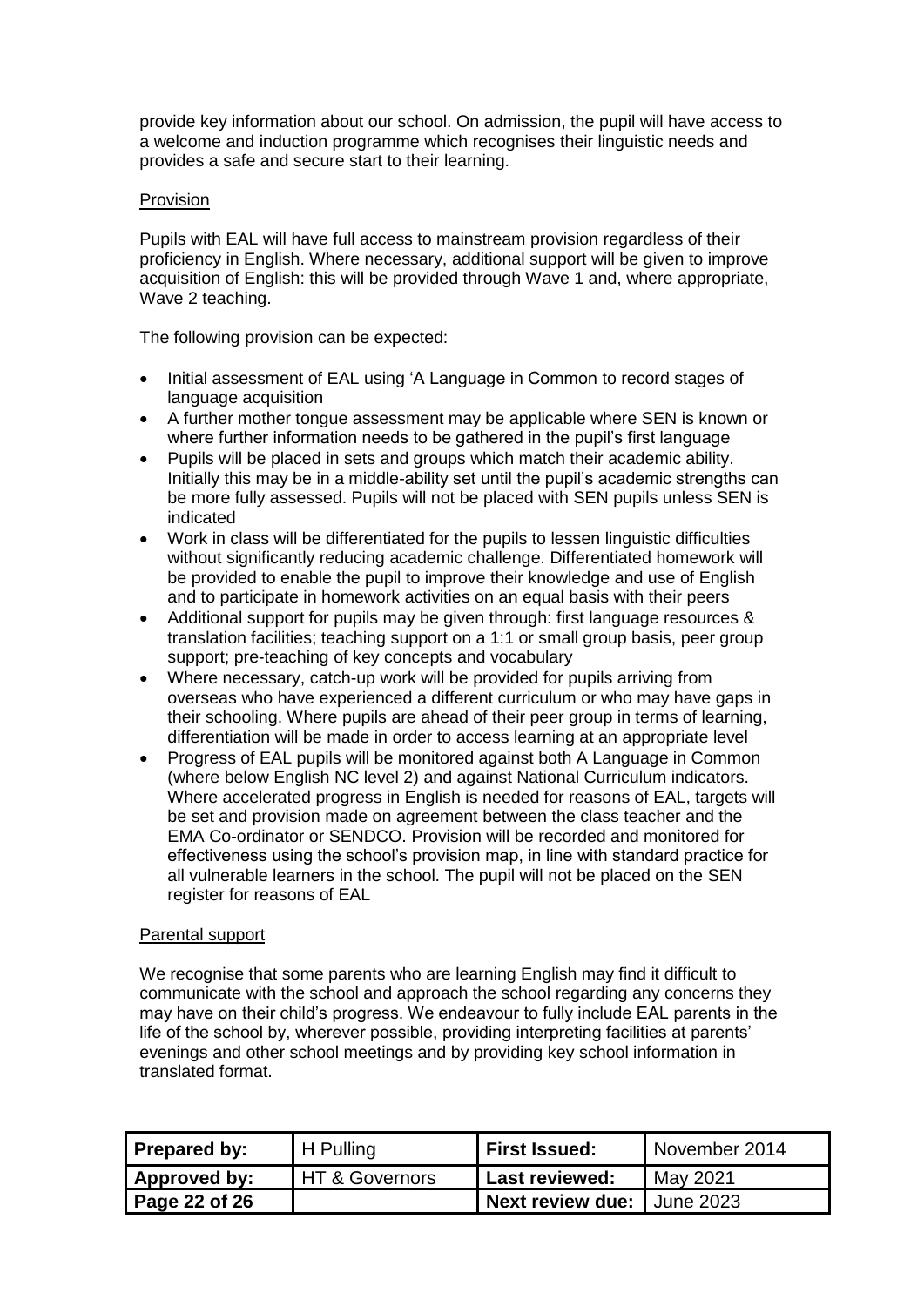provide key information about our school. On admission, the pupil will have access to a welcome and induction programme which recognises their linguistic needs and provides a safe and secure start to their learning.

Provision

Pupils with EAL will have full access to mainstream provision regardless of their proficiency in English. Where necessary, additional support will be given to improve acquisition of English: this will be provided through Wave 1 and, where appropriate, Wave 2 teaching.

The following provision can be expected:

- Initial assessment of EAL using 'A Language in Common to record stages of language acquisition
- A further mother tongue assessment may be applicable where SEN is known or where further information needs to be gathered in the pupil's first language
- Pupils will be placed in sets and groups which match their academic ability. Initially this may be in a middle-ability set until the pupil's academic strengths can be more fully assessed. Pupils will not be placed with SEN pupils unless SEN is indicated
- Work in class will be differentiated for the pupils to lessen linguistic difficulties without significantly reducing academic challenge. Differentiated homework will be provided to enable the pupil to improve their knowledge and use of English and to participate in homework activities on an equal basis with their peers
- Additional support for pupils may be given through: first language resources & translation facilities; teaching support on a 1:1 or small group basis, peer group support; pre-teaching of key concepts and vocabulary
- Where necessary, catch-up work will be provided for pupils arriving from overseas who have experienced a different curriculum or who may have gaps in their schooling. Where pupils are ahead of their peer group in terms of learning, differentiation will be made in order to access learning at an appropriate level
- Progress of EAL pupils will be monitored against both A Language in Common (where below English NC level 2) and against National Curriculum indicators. Where accelerated progress in English is needed for reasons of EAL, targets will be set and provision made on agreement between the class teacher and the EMA Co-ordinator or SENDCO. Provision will be recorded and monitored for effectiveness using the school's provision map, in line with standard practice for all vulnerable learners in the school. The pupil will not be placed on the SEN register for reasons of EAL

Parental support

We recognise that some parents who are learning English may find it difficult to communicate with the school and approach the school regarding any concerns they may have on their child's progress. We endeavour to fully include EAL parents in the life of the school by, wherever possible, providing interpreting facilities at parents' evenings and other school meetings and by providing key school information in translated format.

| **Prepared by:** | H Pulling | **First Issued:** | November 2014 |
|---|---|---|---|
| **Approved by:** | HT & Governors | **Last reviewed:** | May 2021 |
| **Page 22 of 26** | | **Next review due:** | June 2023 |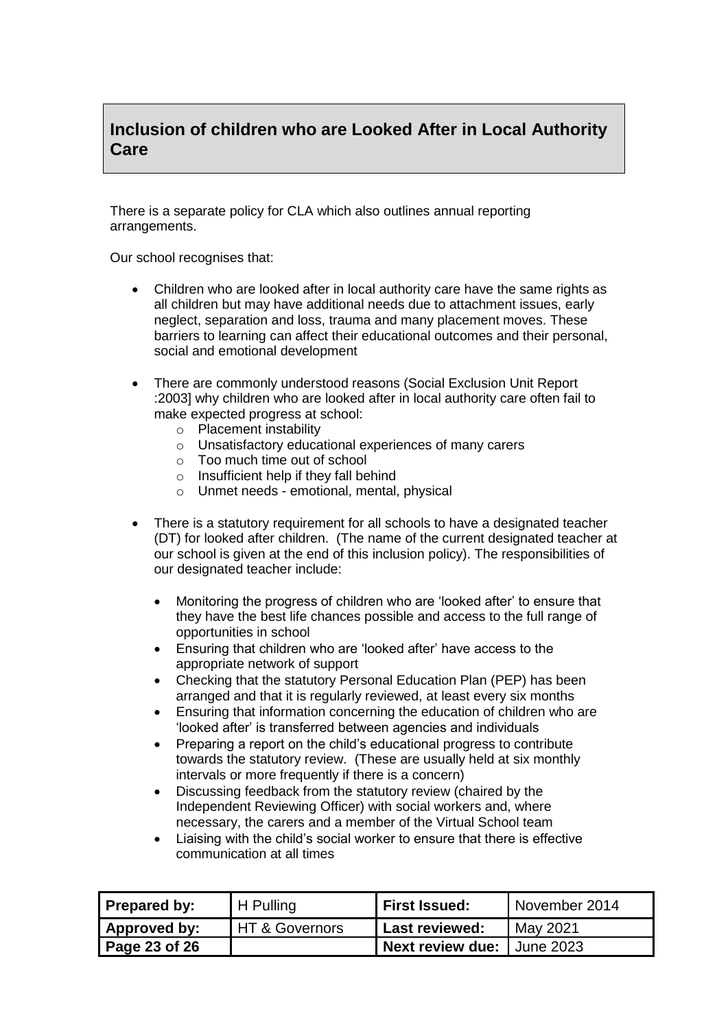## Inclusion of children who are Looked After in Local Authority Care

There is a separate policy for CLA which also outlines annual reporting arrangements.

Our school recognises that:

- Children who are looked after in local authority care have the same rights as all children but may have additional needs due to attachment issues, early neglect, separation and loss, trauma and many placement moves. These barriers to learning can affect their educational outcomes and their personal, social and emotional development

- There are commonly understood reasons (Social Exclusion Unit Report :2003] why children who are looked after in local authority care often fail to make expected progress at school:
  - Placement instability
  - Unsatisfactory educational experiences of many carers
  - Too much time out of school
  - Insufficient help if they fall behind
  - Unmet needs - emotional, mental, physical

- There is a statutory requirement for all schools to have a designated teacher (DT) for looked after children. (The name of the current designated teacher at our school is given at the end of this inclusion policy). The responsibilities of our designated teacher include:

  - Monitoring the progress of children who are 'looked after' to ensure that they have the best life chances possible and access to the full range of opportunities in school
  - Ensuring that children who are 'looked after' have access to the appropriate network of support
  - Checking that the statutory Personal Education Plan (PEP) has been arranged and that it is regularly reviewed, at least every six months
  - Ensuring that information concerning the education of children who are 'looked after' is transferred between agencies and individuals
  - Preparing a report on the child's educational progress to contribute towards the statutory review. (These are usually held at six monthly intervals or more frequently if there is a concern)
  - Discussing feedback from the statutory review (chaired by the Independent Reviewing Officer) with social workers and, where necessary, the carers and a member of the Virtual School team
  - Liaising with the child's social worker to ensure that there is effective communication at all times

| **Prepared by:** | H Pulling | **First Issued:** | November 2014 |
|---|---|---|---|
| **Approved by:** | HT & Governors | **Last reviewed:** | May 2021 |
| | | **Next review due:** | June 2023 |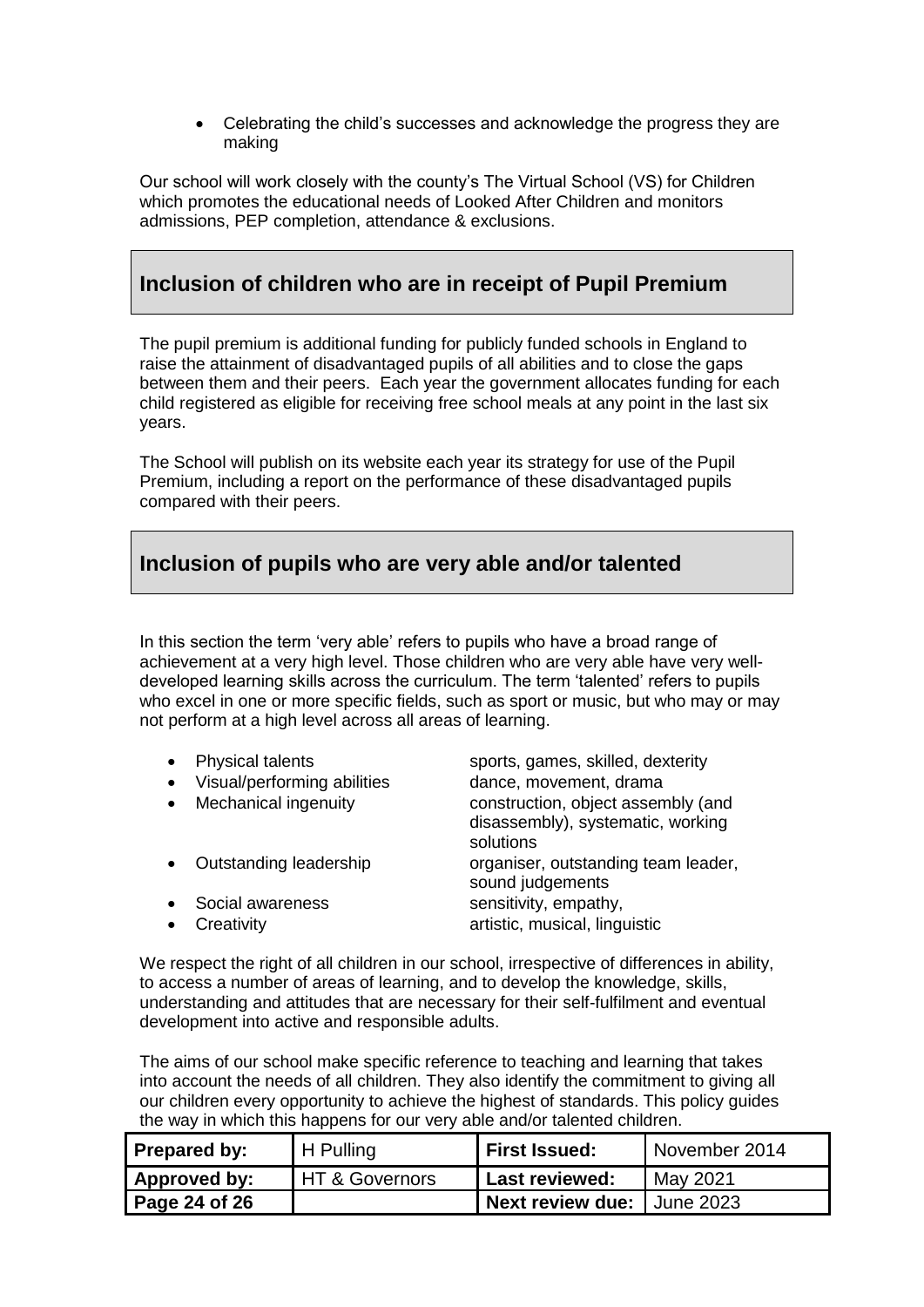- Celebrating the child's successes and acknowledge the progress they are making

Our school will work closely with the county's The Virtual School (VS) for Children which promotes the educational needs of Looked After Children and monitors admissions, PEP completion, attendance & exclusions.

## Inclusion of children who are in receipt of Pupil Premium

The pupil premium is additional funding for publicly funded schools in England to raise the attainment of disadvantaged pupils of all abilities and to close the gaps between them and their peers. Each year the government allocates funding for each child registered as eligible for receiving free school meals at any point in the last six years.

The School will publish on its website each year its strategy for use of the Pupil Premium, including a report on the performance of these disadvantaged pupils compared with their peers.

## Inclusion of pupils who are very able and/or talented

In this section the term 'very able' refers to pupils who have a broad range of achievement at a very high level. Those children who are very able have very well-developed learning skills across the curriculum. The term 'talented' refers to pupils who excel in one or more specific fields, such as sport or music, but who may or may not perform at a high level across all areas of learning.

- Physical talents — sports, games, skilled, dexterity
- Visual/performing abilities — dance, movement, drama
- Mechanical ingenuity — construction, object assembly (and disassembly), systematic, working solutions
- Outstanding leadership — organiser, outstanding team leader, sound judgements
- Social awareness — sensitivity, empathy,
- Creativity — artistic, musical, linguistic

We respect the right of all children in our school, irrespective of differences in ability, to access a number of areas of learning, and to develop the knowledge, skills, understanding and attitudes that are necessary for their self-fulfilment and eventual development into active and responsible adults.

The aims of our school make specific reference to teaching and learning that takes into account the needs of all children. They also identify the commitment to giving all our children every opportunity to achieve the highest of standards. This policy guides the way in which this happens for our very able and/or talented children.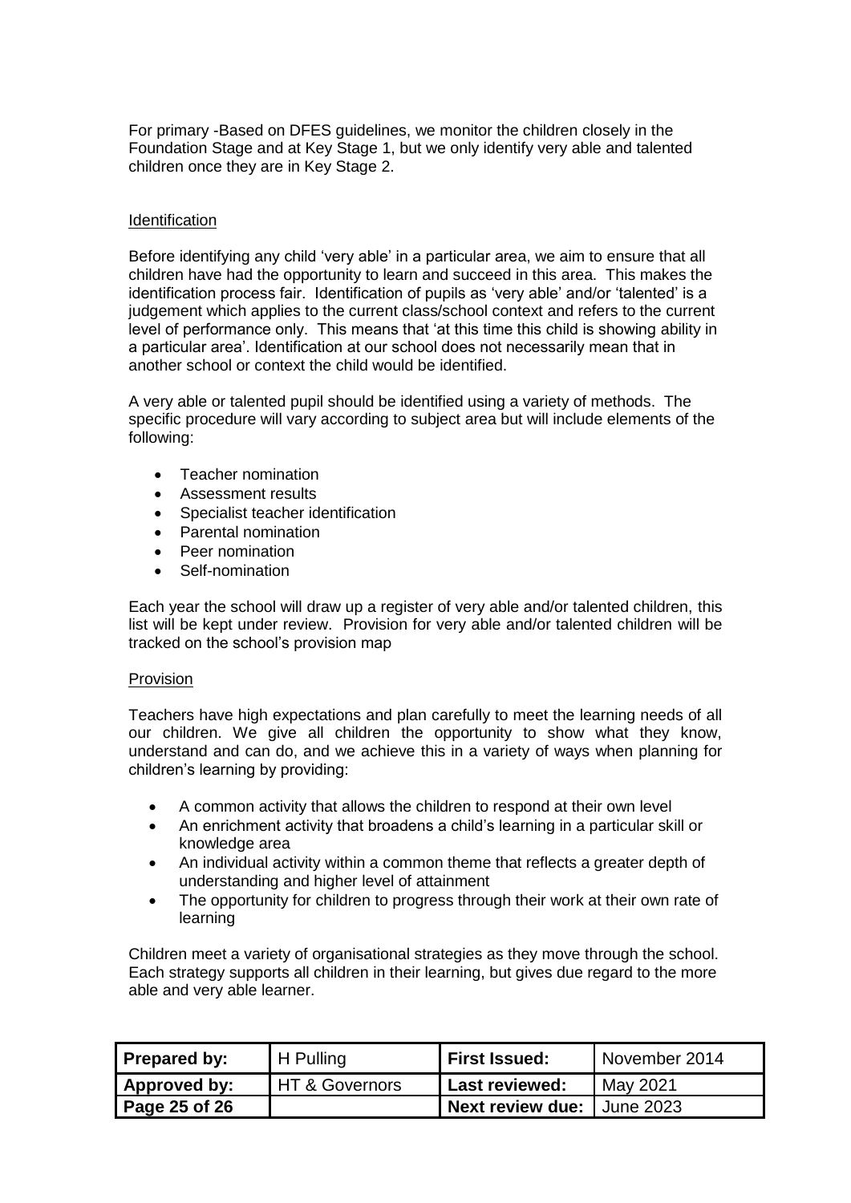For primary -Based on DFES guidelines, we monitor the children closely in the Foundation Stage and at Key Stage 1, but we only identify very able and talented children once they are in Key Stage 2.

### Identification

Before identifying any child 'very able' in a particular area, we aim to ensure that all children have had the opportunity to learn and succeed in this area. This makes the identification process fair. Identification of pupils as 'very able' and/or 'talented' is a judgement which applies to the current class/school context and refers to the current level of performance only. This means that 'at this time this child is showing ability in a particular area'. Identification at our school does not necessarily mean that in another school or context the child would be identified.

A very able or talented pupil should be identified using a variety of methods. The specific procedure will vary according to subject area but will include elements of the following:

- Teacher nomination
- Assessment results
- Specialist teacher identification
- Parental nomination
- Peer nomination
- Self-nomination

Each year the school will draw up a register of very able and/or talented children, this list will be kept under review. Provision for very able and/or talented children will be tracked on the school's provision map

### Provision

Teachers have high expectations and plan carefully to meet the learning needs of all our children. We give all children the opportunity to show what they know, understand and can do, and we achieve this in a variety of ways when planning for children's learning by providing:

- A common activity that allows the children to respond at their own level
- An enrichment activity that broadens a child's learning in a particular skill or knowledge area
- An individual activity within a common theme that reflects a greater depth of understanding and higher level of attainment
- The opportunity for children to progress through their work at their own rate of learning

Children meet a variety of organisational strategies as they move through the school. Each strategy supports all children in their learning, but gives due regard to the more able and very able learner.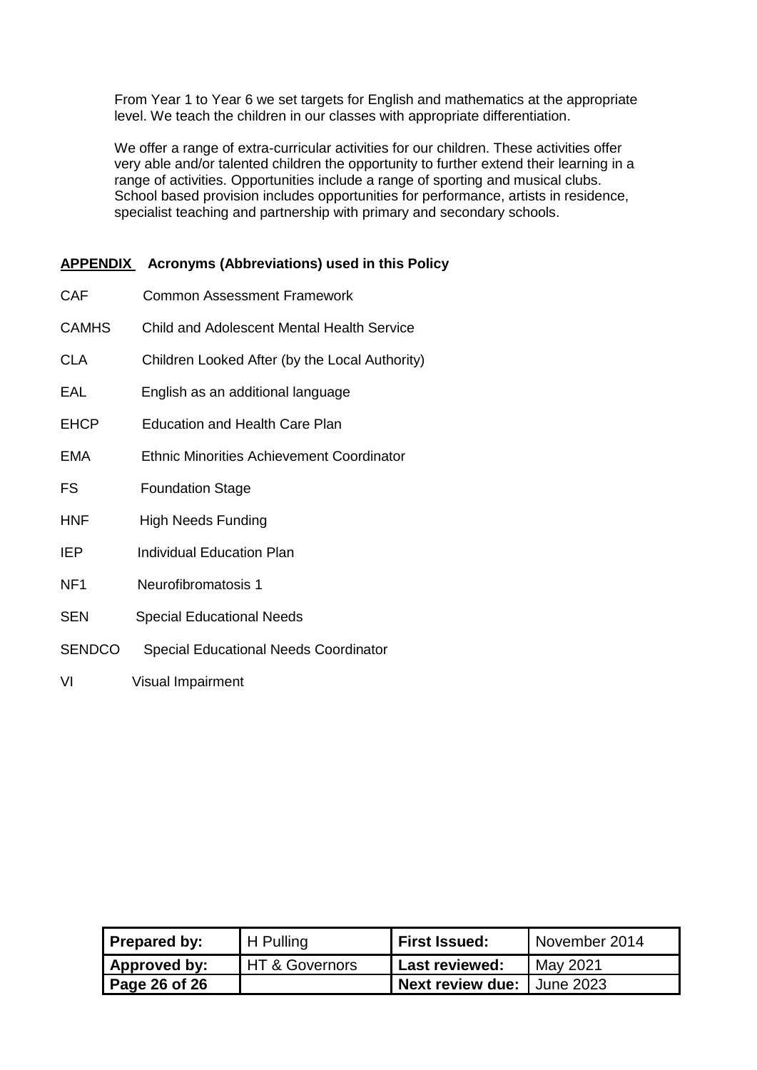From Year 1 to Year 6 we set targets for English and mathematics at the appropriate level. We teach the children in our classes with appropriate differentiation.

We offer a range of extra-curricular activities for our children. These activities offer very able and/or talented children the opportunity to further extend their learning in a range of activities. Opportunities include a range of sporting and musical clubs. School based provision includes opportunities for performance, artists in residence, specialist teaching and partnership with primary and secondary schools.

**APPENDIX Acronyms (Abbreviations) used in this Policy**

| | |
|---|---|
| CAF | Common Assessment Framework |
| CAMHS | Child and Adolescent Mental Health Service |
| CLA | Children Looked After (by the Local Authority) |
| EAL | English as an additional language |
| EHCP | Education and Health Care Plan |
| EMA | Ethnic Minorities Achievement Coordinator |
| FS | Foundation Stage |
| HNF | High Needs Funding |
| IEP | Individual Education Plan |
| NF1 | Neurofibromatosis 1 |
| SEN | Special Educational Needs |
| SENDCO | Special Educational Needs Coordinator |
| VI | Visual Impairment |

| | | | |
|---|---|---|---|
| **Prepared by:** | H Pulling | **First Issued:** | November 2014 |
| **Approved by:** | HT & Governors | **Last reviewed:** | May 2021 |
| **Page 26 of 26** | | **Next review due:** | June 2023 |